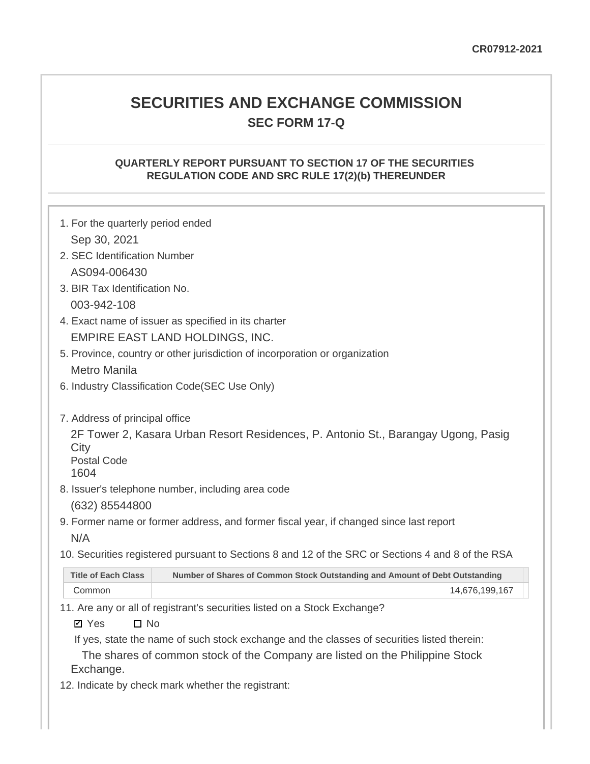CR07912-2021

# SECURITIES AND EXCHANGE COMMISSION

## SEC FORM 17-Q

### QUARTERLY REPORT PURSUANT TO SECTION 17 OF THE SECURITIES REGULATION CODE AND SRC RULE 17(2)(b) THEREUNDER

1. For the quarterly period ended

   Sep 30, 2021

2. SEC Identification Number

   AS094-006430

3. BIR Tax Identification No.

   003-942-108

4. Exact name of issuer as specified in its charter

   EMPIRE EAST LAND HOLDINGS, INC.

5. Province, country or other jurisdiction of incorporation or organization

   Metro Manila

6. Industry Classification Code(SEC Use Only)

7. Address of principal office

   2F Tower 2, Kasara Urban Resort Residences, P. Antonio St., Barangay Ugong, Pasig City

   Postal Code

   1604

8. Issuer's telephone number, including area code

   (632) 85544800

9. Former name or former address, and former fiscal year, if changed since last report

   N/A

10. Securities registered pursuant to Sections 8 and 12 of the SRC or Sections 4 and 8 of the RSA

| Title of Each Class | Number of Shares of Common Stock Outstanding and Amount of Debt Outstanding |
|---|---|
| Common | 14,676,199,167 |

11. Are any or all of registrant's securities listed on a Stock Exchange?

   ☑ Yes ☐ No

   If yes, state the name of such stock exchange and the classes of securities listed therein:

   The shares of common stock of the Company are listed on the Philippine Stock Exchange.

12. Indicate by check mark whether the registrant: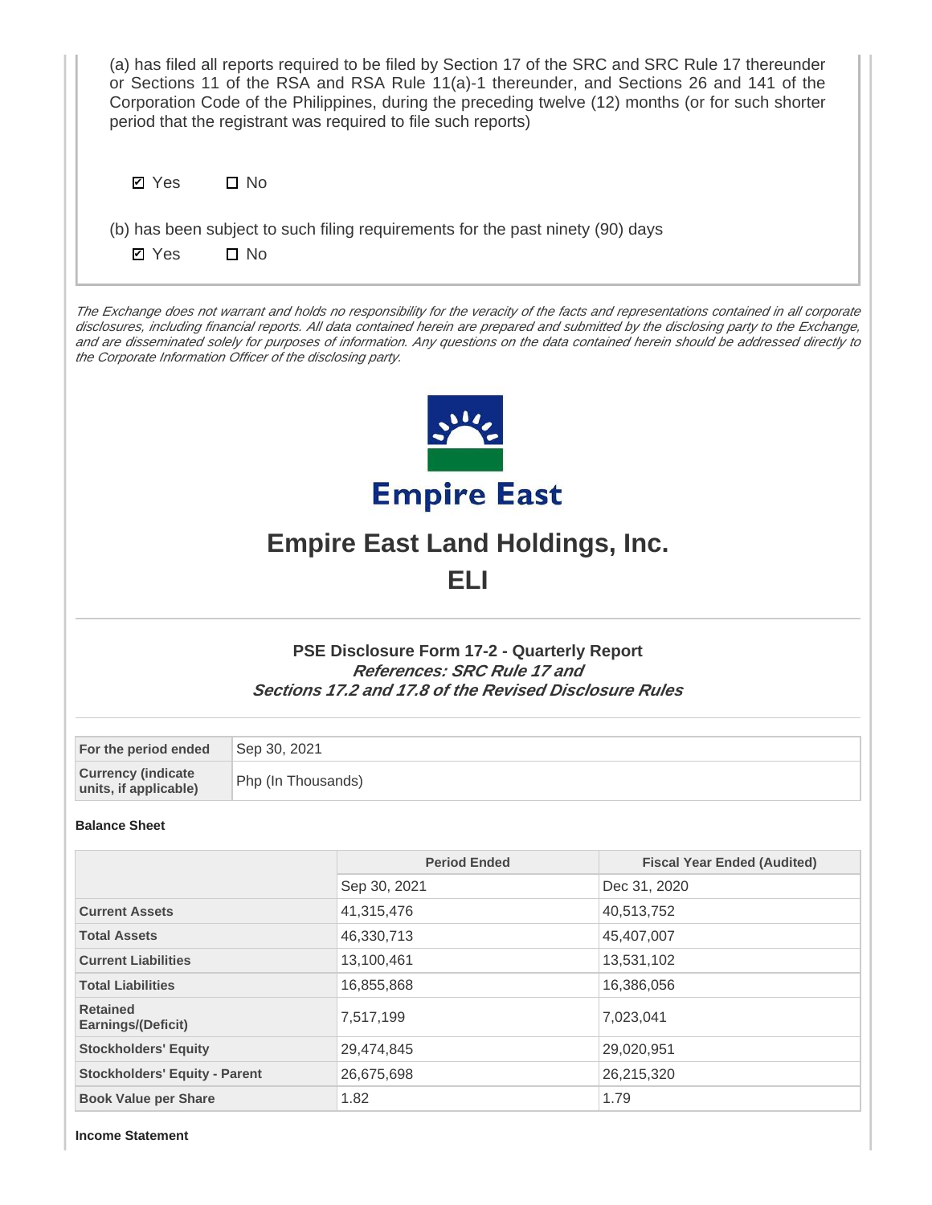(a) has filed all reports required to be filed by Section 17 of the SRC and SRC Rule 17 thereunder or Sections 11 of the RSA and RSA Rule 11(a)-1 thereunder, and Sections 26 and 141 of the Corporation Code of the Philippines, during the preceding twelve (12) months (or for such shorter period that the registrant was required to file such reports)

☑ Yes ☐ No

(b) has been subject to such filing requirements for the past ninety (90) days

☑ Yes ☐ No

*The Exchange does not warrant and holds no responsibility for the veracity of the facts and representations contained in all corporate disclosures, including financial reports. All data contained herein are prepared and submitted by the disclosing party to the Exchange, and are disseminated solely for purposes of information. Any questions on the data contained herein should be addressed directly to the Corporate Information Officer of the disclosing party.*

Empire East

# Empire East Land Holdings, Inc.

# ELI

### PSE Disclosure Form 17-2 - Quarterly Report

***References: SRC Rule 17 and***
***Sections 17.2 and 17.8 of the Revised Disclosure Rules***

| | |
|---|---|
| **For the period ended** | Sep 30, 2021 |
| **Currency (indicate units, if applicable)** | Php (In Thousands) |

**Balance Sheet**

| | Period Ended | Fiscal Year Ended (Audited) |
|---|---|---|
| | Sep 30, 2021 | Dec 31, 2020 |
| **Current Assets** | 41,315,476 | 40,513,752 |
| **Total Assets** | 46,330,713 | 45,407,007 |
| **Current Liabilities** | 13,100,461 | 13,531,102 |
| **Total Liabilities** | 16,855,868 | 16,386,056 |
| **Retained Earnings/(Deficit)** | 7,517,199 | 7,023,041 |
| **Stockholders' Equity** | 29,474,845 | 29,020,951 |
| **Stockholders' Equity - Parent** | 26,675,698 | 26,215,320 |
| **Book Value per Share** | 1.82 | 1.79 |

**Income Statement**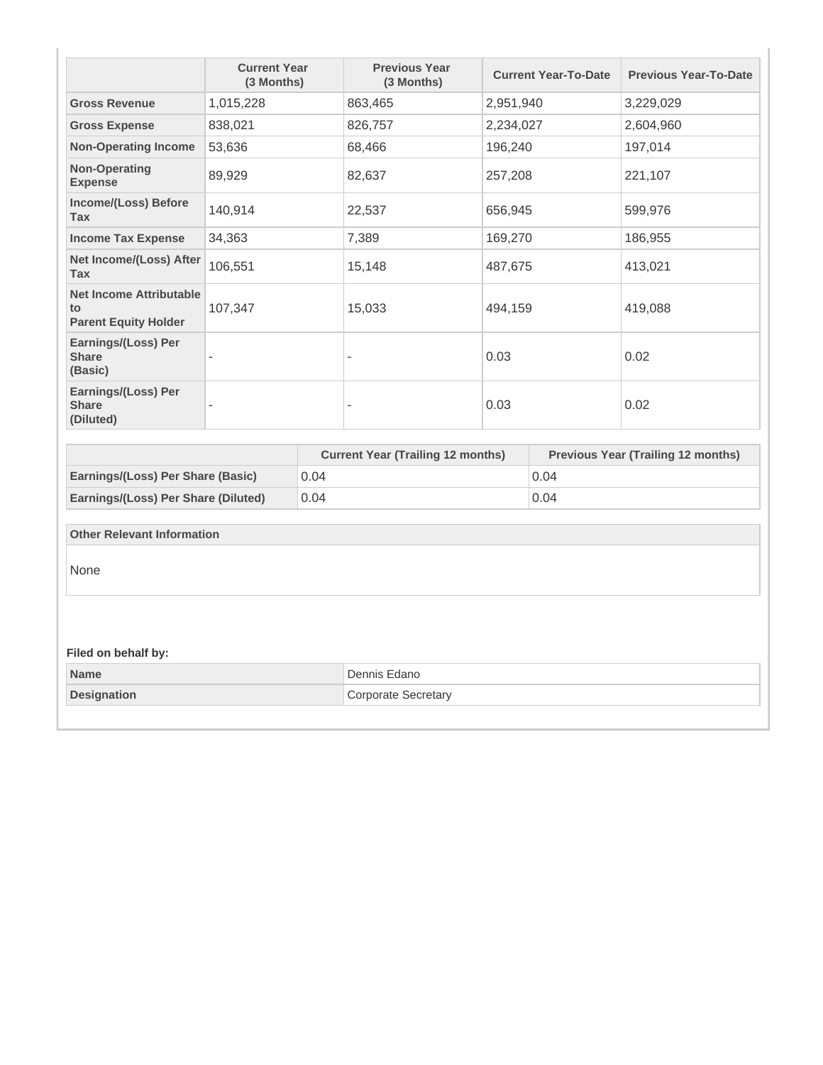| | Current Year (3 Months) | Previous Year (3 Months) | Current Year-To-Date | Previous Year-To-Date |
|---|---|---|---|---|
| **Gross Revenue** | 1,015,228 | 863,465 | 2,951,940 | 3,229,029 |
| **Gross Expense** | 838,021 | 826,757 | 2,234,027 | 2,604,960 |
| **Non-Operating Income** | 53,636 | 68,466 | 196,240 | 197,014 |
| **Non-Operating Expense** | 89,929 | 82,637 | 257,208 | 221,107 |
| **Income/(Loss) Before Tax** | 140,914 | 22,537 | 656,945 | 599,976 |
| **Income Tax Expense** | 34,363 | 7,389 | 169,270 | 186,955 |
| **Net Income/(Loss) After Tax** | 106,551 | 15,148 | 487,675 | 413,021 |
| **Net Income Attributable to Parent Equity Holder** | 107,347 | 15,033 | 494,159 | 419,088 |
| **Earnings/(Loss) Per Share (Basic)** | - | - | 0.03 | 0.02 |
| **Earnings/(Loss) Per Share (Diluted)** | - | - | 0.03 | 0.02 |

| | Current Year (Trailing 12 months) | Previous Year (Trailing 12 months) |
|---|---|---|
| **Earnings/(Loss) Per Share (Basic)** | 0.04 | 0.04 |
| **Earnings/(Loss) Per Share (Diluted)** | 0.04 | 0.04 |

| Other Relevant Information |
|---|
| None |

**Filed on behalf by:**

| | |
|---|---|
| **Name** | Dennis Edano |
| **Designation** | Corporate Secretary |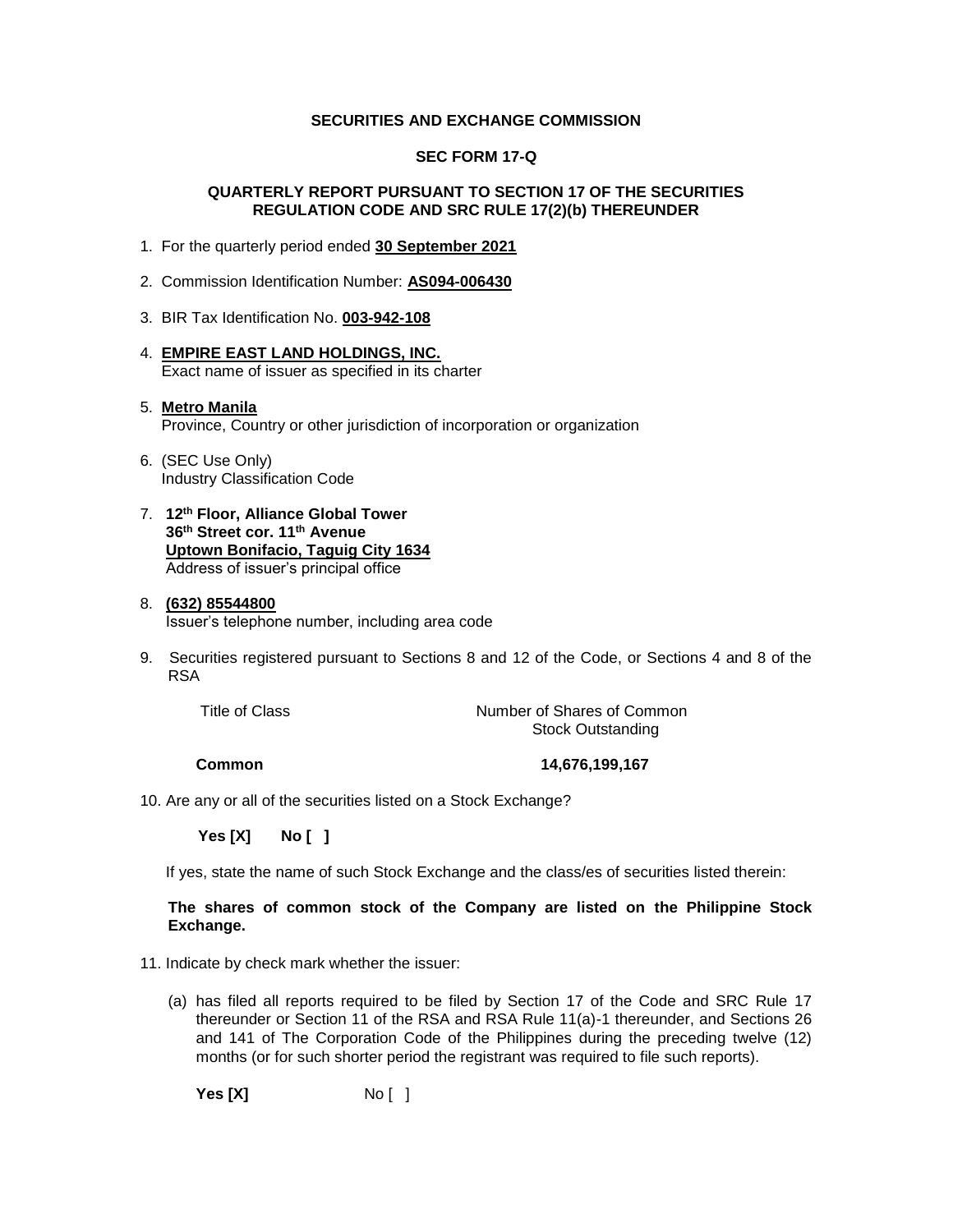**SECURITIES AND EXCHANGE COMMISSION**

**SEC FORM 17-Q**

**QUARTERLY REPORT PURSUANT TO SECTION 17 OF THE SECURITIES REGULATION CODE AND SRC RULE 17(2)(b) THEREUNDER**

1. For the quarterly period ended **30 September 2021**

2. Commission Identification Number: **AS094-006430**

3. BIR Tax Identification No. **003-942-108**

4. **EMPIRE EAST LAND HOLDINGS, INC.**
   Exact name of issuer as specified in its charter

5. **Metro Manila**
   Province, Country or other jurisdiction of incorporation or organization

6. (SEC Use Only)
   Industry Classification Code

7. **12th Floor, Alliance Global Tower**
   **36th Street cor. 11th Avenue**
   **Uptown Bonifacio, Taguig City 1634**
   Address of issuer's principal office

8. **(632) 85544800**
   Issuer's telephone number, including area code

9. Securities registered pursuant to Sections 8 and 12 of the Code, or Sections 4 and 8 of the RSA

| Title of Class | Number of Shares of Common Stock Outstanding |
|---|---|
| **Common** | **14,676,199,167** |

10. Are any or all of the securities listed on a Stock Exchange?

    **Yes [X]** **No [ ]**

    If yes, state the name of such Stock Exchange and the class/es of securities listed therein:

    **The shares of common stock of the Company are listed on the Philippine Stock Exchange.**

11. Indicate by check mark whether the issuer:

    (a) has filed all reports required to be filed by Section 17 of the Code and SRC Rule 17 thereunder or Section 11 of the RSA and RSA Rule 11(a)-1 thereunder, and Sections 26 and 141 of The Corporation Code of the Philippines during the preceding twelve (12) months (or for such shorter period the registrant was required to file such reports).

    **Yes [X]** No [ ]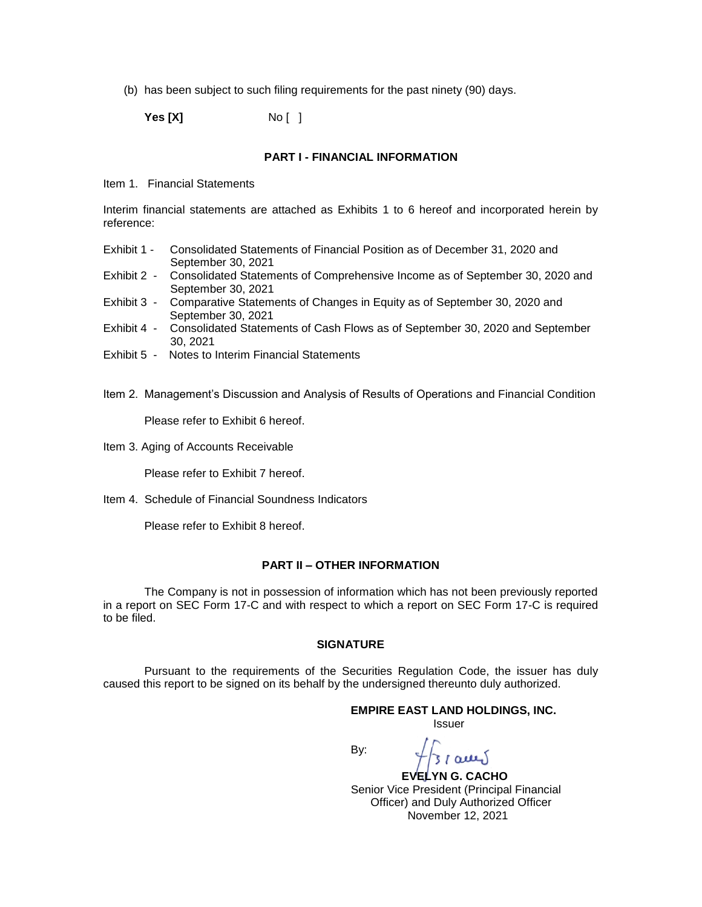(b) has been subject to such filing requirements for the past ninety (90) days.

**Yes [X]** No [ ]

## PART I - FINANCIAL INFORMATION

Item 1. Financial Statements

Interim financial statements are attached as Exhibits 1 to 6 hereof and incorporated herein by reference:

- Exhibit 1 - Consolidated Statements of Financial Position as of December 31, 2020 and September 30, 2021
- Exhibit 2 - Consolidated Statements of Comprehensive Income as of September 30, 2020 and September 30, 2021
- Exhibit 3 - Comparative Statements of Changes in Equity as of September 30, 2020 and September 30, 2021
- Exhibit 4 - Consolidated Statements of Cash Flows as of September 30, 2020 and September 30, 2021
- Exhibit 5 - Notes to Interim Financial Statements

Item 2. Management's Discussion and Analysis of Results of Operations and Financial Condition

Please refer to Exhibit 6 hereof.

Item 3. Aging of Accounts Receivable

Please refer to Exhibit 7 hereof.

Item 4. Schedule of Financial Soundness Indicators

Please refer to Exhibit 8 hereof.

## PART II – OTHER INFORMATION

The Company is not in possession of information which has not been previously reported in a report on SEC Form 17-C and with respect to which a report on SEC Form 17-C is required to be filed.

## SIGNATURE

Pursuant to the requirements of the Securities Regulation Code, the issuer has duly caused this report to be signed on its behalf by the undersigned thereunto duly authorized.

**EMPIRE EAST LAND HOLDINGS, INC.**
Issuer

By:

**EVELYN G. CACHO**
Senior Vice President (Principal Financial Officer) and Duly Authorized Officer
November 12, 2021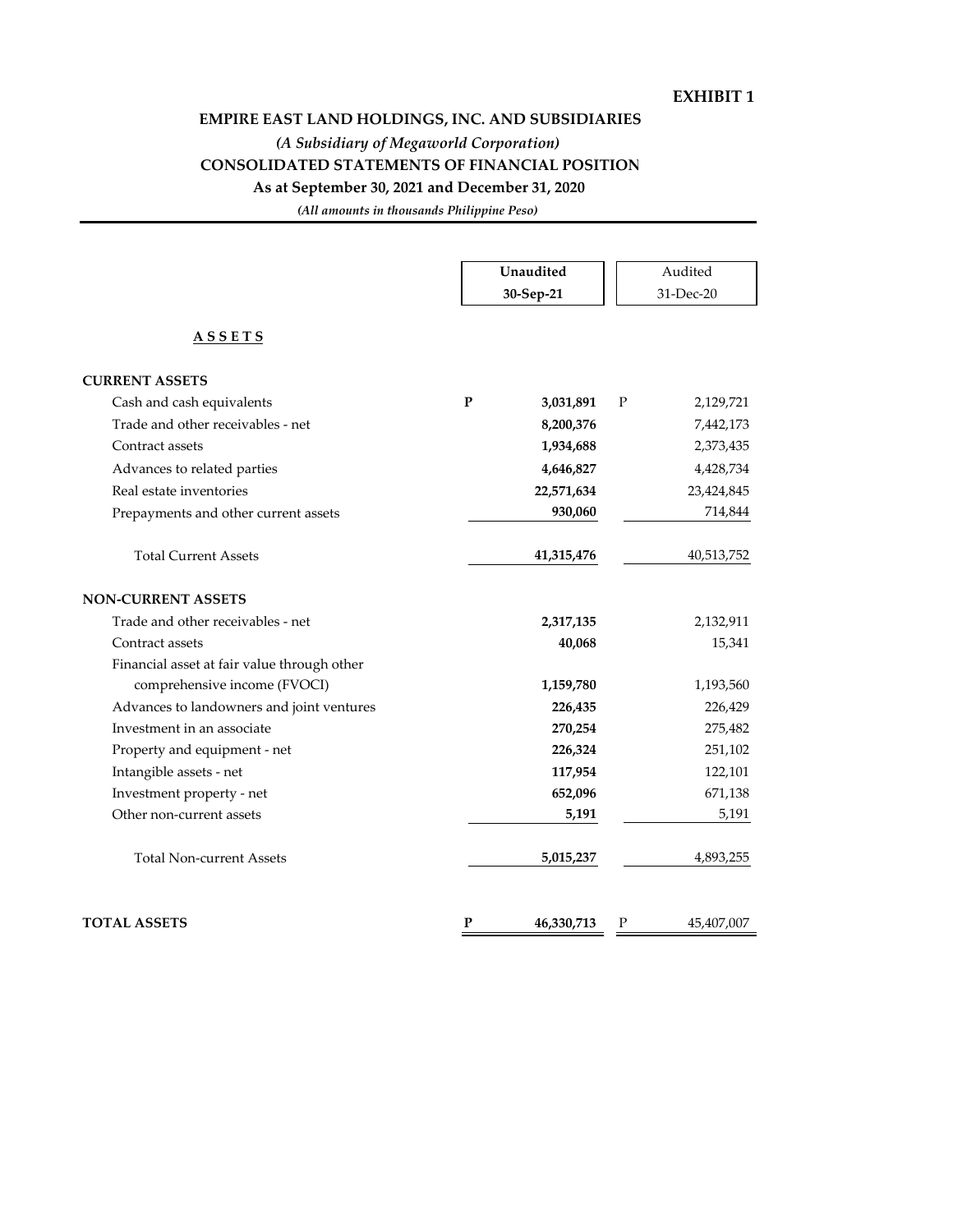**EXHIBIT 1**

## EMPIRE EAST LAND HOLDINGS, INC. AND SUBSIDIARIES

*(A Subsidiary of Megaworld Corporation)*

## CONSOLIDATED STATEMENTS OF FINANCIAL POSITION

**As at September 30, 2021 and December 31, 2020**

*(All amounts in thousands Philippine Peso)*

| | Unaudited 30-Sep-21 | Audited 31-Dec-20 |
|---|---|---|
| **ASSETS** | | |
| **CURRENT ASSETS** | | |
| Cash and cash equivalents | P 3,031,891 | P 2,129,721 |
| Trade and other receivables - net | 8,200,376 | 7,442,173 |
| Contract assets | 1,934,688 | 2,373,435 |
| Advances to related parties | 4,646,827 | 4,428,734 |
| Real estate inventories | 22,571,634 | 23,424,845 |
| Prepayments and other current assets | 930,060 | 714,844 |
| Total Current Assets | 41,315,476 | 40,513,752 |
| **NON-CURRENT ASSETS** | | |
| Trade and other receivables - net | 2,317,135 | 2,132,911 |
| Contract assets | 40,068 | 15,341 |
| Financial asset at fair value through other comprehensive income (FVOCI) | 1,159,780 | 1,193,560 |
| Advances to landowners and joint ventures | 226,435 | 226,429 |
| Investment in an associate | 270,254 | 275,482 |
| Property and equipment - net | 226,324 | 251,102 |
| Intangible assets - net | 117,954 | 122,101 |
| Investment property - net | 652,096 | 671,138 |
| Other non-current assets | 5,191 | 5,191 |
| Total Non-current Assets | 5,015,237 | 4,893,255 |
| **TOTAL ASSETS** | P 46,330,713 | P 45,407,007 |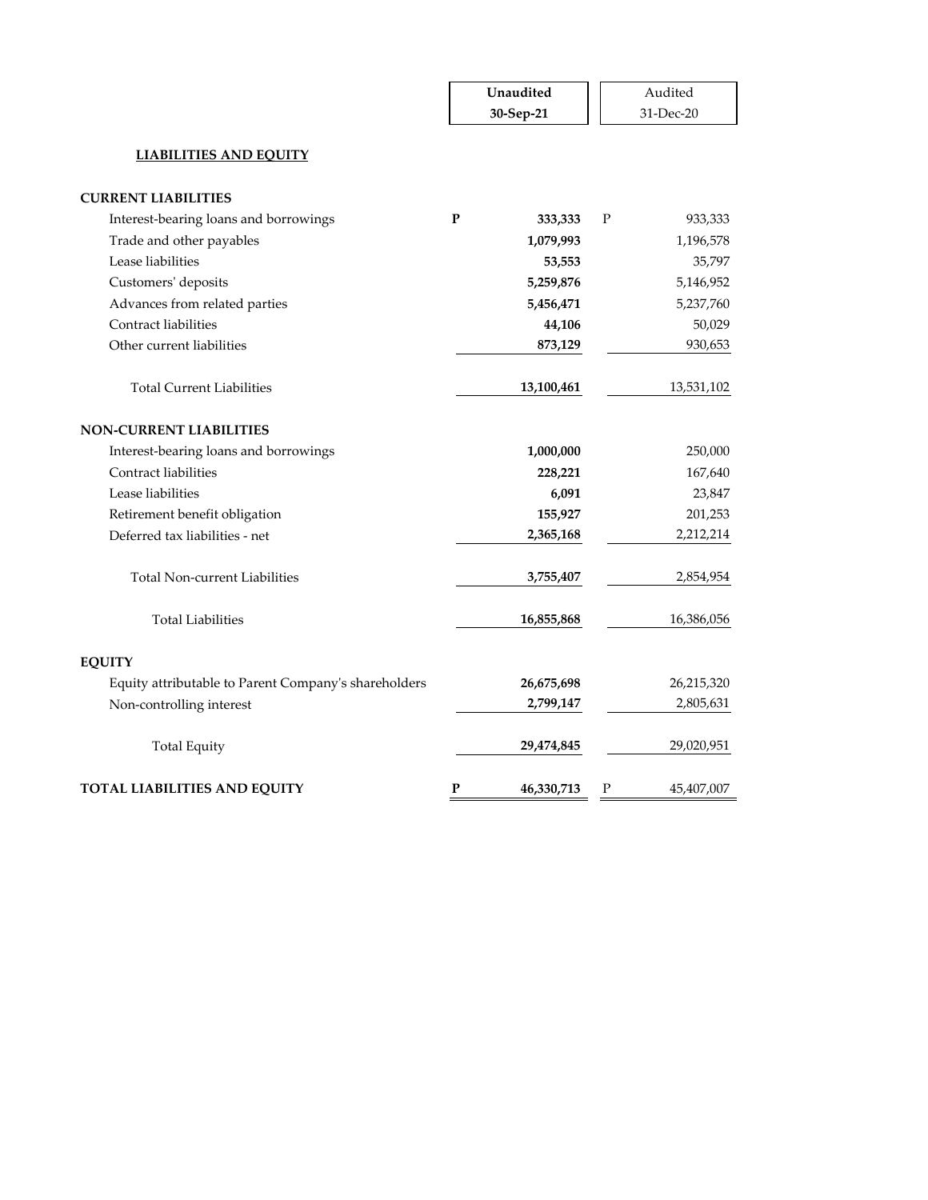| | Unaudited 30-Sep-21 | Audited 31-Dec-20 |
|---|---|---|
| **LIABILITIES AND EQUITY** | | |
| **CURRENT LIABILITIES** | | |
| Interest-bearing loans and borrowings | **P 333,333** | P 933,333 |
| Trade and other payables | **1,079,993** | 1,196,578 |
| Lease liabilities | **53,553** | 35,797 |
| Customers' deposits | **5,259,876** | 5,146,952 |
| Advances from related parties | **5,456,471** | 5,237,760 |
| Contract liabilities | **44,106** | 50,029 |
| Other current liabilities | **873,129** | 930,653 |
| Total Current Liabilities | **13,100,461** | 13,531,102 |
| **NON-CURRENT LIABILITIES** | | |
| Interest-bearing loans and borrowings | **1,000,000** | 250,000 |
| Contract liabilities | **228,221** | 167,640 |
| Lease liabilities | **6,091** | 23,847 |
| Retirement benefit obligation | **155,927** | 201,253 |
| Deferred tax liabilities - net | **2,365,168** | 2,212,214 |
| Total Non-current Liabilities | **3,755,407** | 2,854,954 |
| Total Liabilities | **16,855,868** | 16,386,056 |
| **EQUITY** | | |
| Equity attributable to Parent Company's shareholders | **26,675,698** | 26,215,320 |
| Non-controlling interest | **2,799,147** | 2,805,631 |
| Total Equity | **29,474,845** | 29,020,951 |
| **TOTAL LIABILITIES AND EQUITY** | **P 46,330,713** | P 45,407,007 |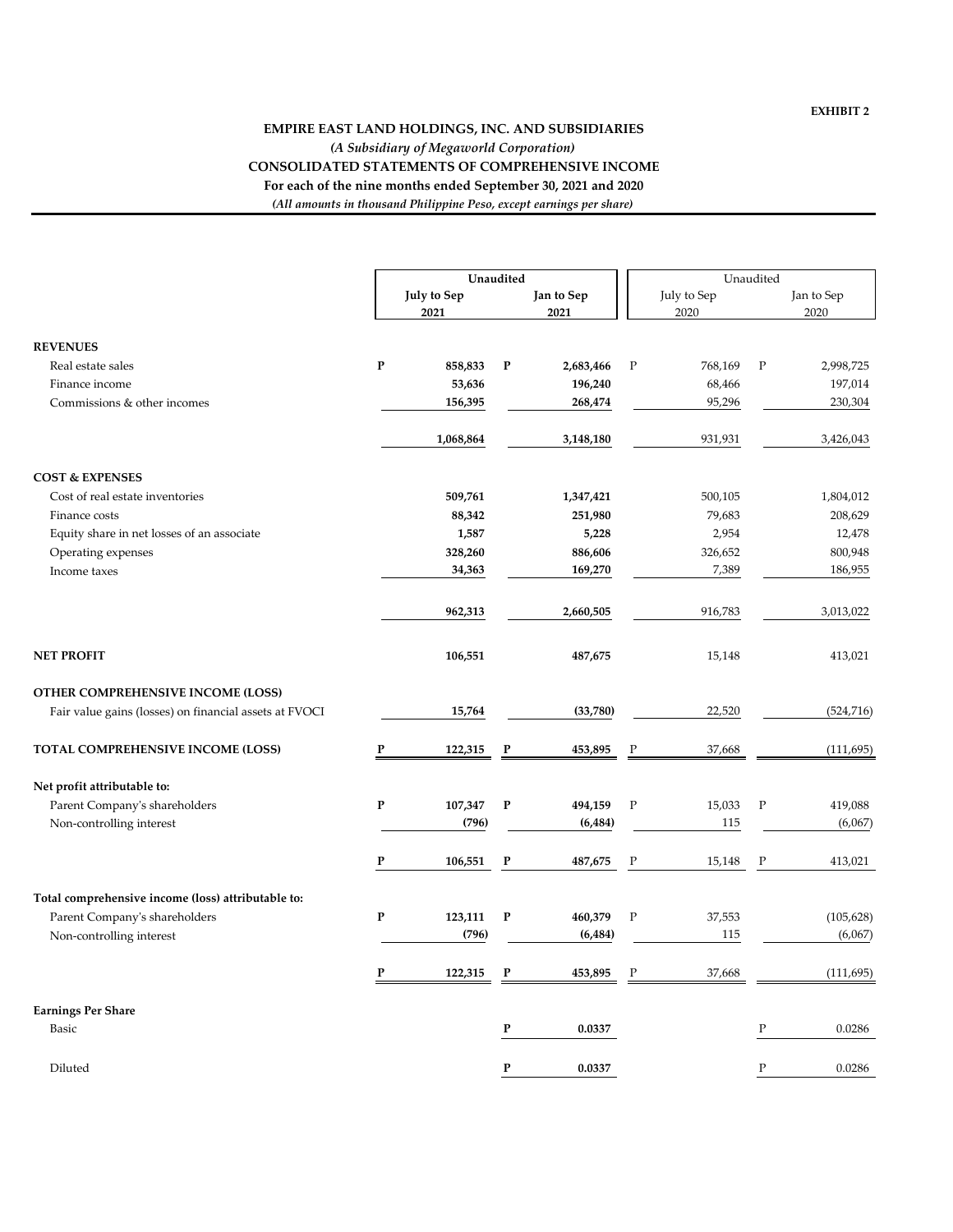**EXHIBIT 2**

**EMPIRE EAST LAND HOLDINGS, INC. AND SUBSIDIARIES**

***(A Subsidiary of Megaworld Corporation)***

**CONSOLIDATED STATEMENTS OF COMPREHENSIVE INCOME**

**For each of the nine months ended September 30, 2021 and 2020**

***(All amounts in thousand Philippine Peso, except earnings per share)***

| | Unaudited | | Unaudited | |
|---|---|---|---|---|
| | **July to Sep 2021** | **Jan to Sep 2021** | July to Sep 2020 | Jan to Sep 2020 |
| **REVENUES** | | | | |
| Real estate sales | **P 858,833** | **P 2,683,466** | P 768,169 | P 2,998,725 |
| Finance income | **53,636** | **196,240** | 68,466 | 197,014 |
| Commissions & other incomes | **156,395** | **268,474** | 95,296 | 230,304 |
| | **1,068,864** | **3,148,180** | 931,931 | 3,426,043 |
| **COST & EXPENSES** | | | | |
| Cost of real estate inventories | **509,761** | **1,347,421** | 500,105 | 1,804,012 |
| Finance costs | **88,342** | **251,980** | 79,683 | 208,629 |
| Equity share in net losses of an associate | **1,587** | **5,228** | 2,954 | 12,478 |
| Operating expenses | **328,260** | **886,606** | 326,652 | 800,948 |
| Income taxes | **34,363** | **169,270** | 7,389 | 186,955 |
| | **962,313** | **2,660,505** | 916,783 | 3,013,022 |
| **NET PROFIT** | **106,551** | **487,675** | 15,148 | 413,021 |
| **OTHER COMPREHENSIVE INCOME (LOSS)** | | | | |
| Fair value gains (losses) on financial assets at FVOCI | **15,764** | **(33,780)** | 22,520 | (524,716) |
| **TOTAL COMPREHENSIVE INCOME (LOSS)** | **P 122,315** | **P 453,895** | P 37,668 | (111,695) |
| **Net profit attributable to:** | | | | |
| Parent Company's shareholders | **P 107,347** | **P 494,159** | P 15,033 | P 419,088 |
| Non-controlling interest | **(796)** | **(6,484)** | 115 | (6,067) |
| | **P 106,551** | **P 487,675** | P 15,148 | P 413,021 |
| **Total comprehensive income (loss) attributable to:** | | | | |
| Parent Company's shareholders | **P 123,111** | **P 460,379** | P 37,553 | (105,628) |
| Non-controlling interest | **(796)** | **(6,484)** | 115 | (6,067) |
| | **P 122,315** | **P 453,895** | P 37,668 | (111,695) |
| **Earnings Per Share** | | | | |
| Basic | | **P 0.0337** | | P 0.0286 |
| Diluted | | **P 0.0337** | | P 0.0286 |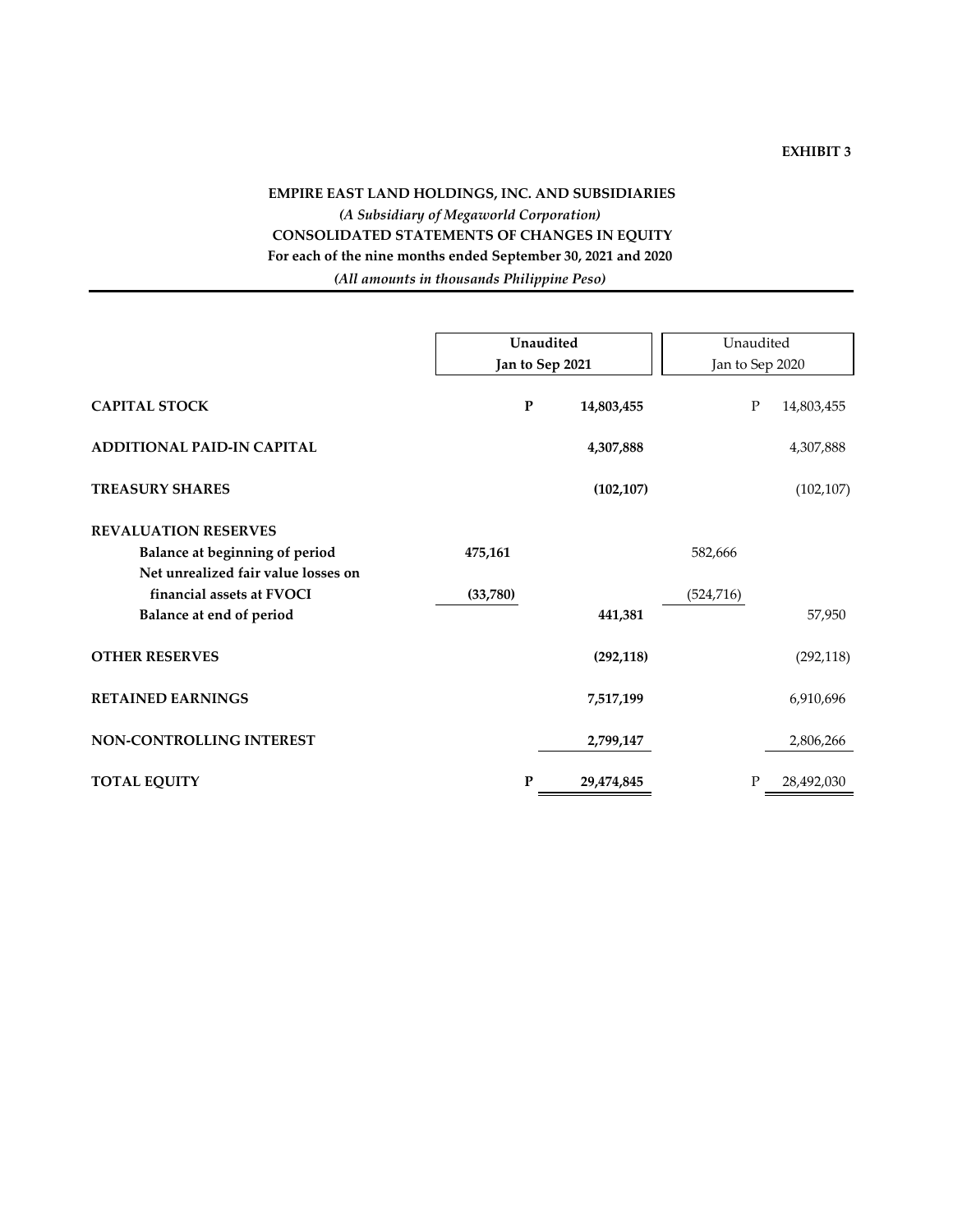**EXHIBIT 3**

**EMPIRE EAST LAND HOLDINGS, INC. AND SUBSIDIARIES**

***(A Subsidiary of Megaworld Corporation)***

**CONSOLIDATED STATEMENTS OF CHANGES IN EQUITY**

**For each of the nine months ended September 30, 2021 and 2020**

***(All amounts in thousands Philippine Peso)***

| | Unaudited Jan to Sep 2021 | | | Unaudited Jan to Sep 2020 | | |
|---|---|---|---|---|---|---|
| **CAPITAL STOCK** | | **P** | **14,803,455** | | P | 14,803,455 |
| **ADDITIONAL PAID-IN CAPITAL** | | | **4,307,888** | | | 4,307,888 |
| **TREASURY SHARES** | | | **(102,107)** | | | (102,107) |
| **REVALUATION RESERVES** | | | | | | |
| **Balance at beginning of period** | **475,161** | | | 582,666 | | |
| **Net unrealized fair value losses on financial assets at FVOCI** | **(33,780)** | | | (524,716) | | |
| **Balance at end of period** | | | **441,381** | | | 57,950 |
| **OTHER RESERVES** | | | **(292,118)** | | | (292,118) |
| **RETAINED EARNINGS** | | | **7,517,199** | | | 6,910,696 |
| **NON-CONTROLLING INTEREST** | | | **2,799,147** | | | 2,806,266 |
| **TOTAL EQUITY** | | **P** | **29,474,845** | | P | 28,492,030 |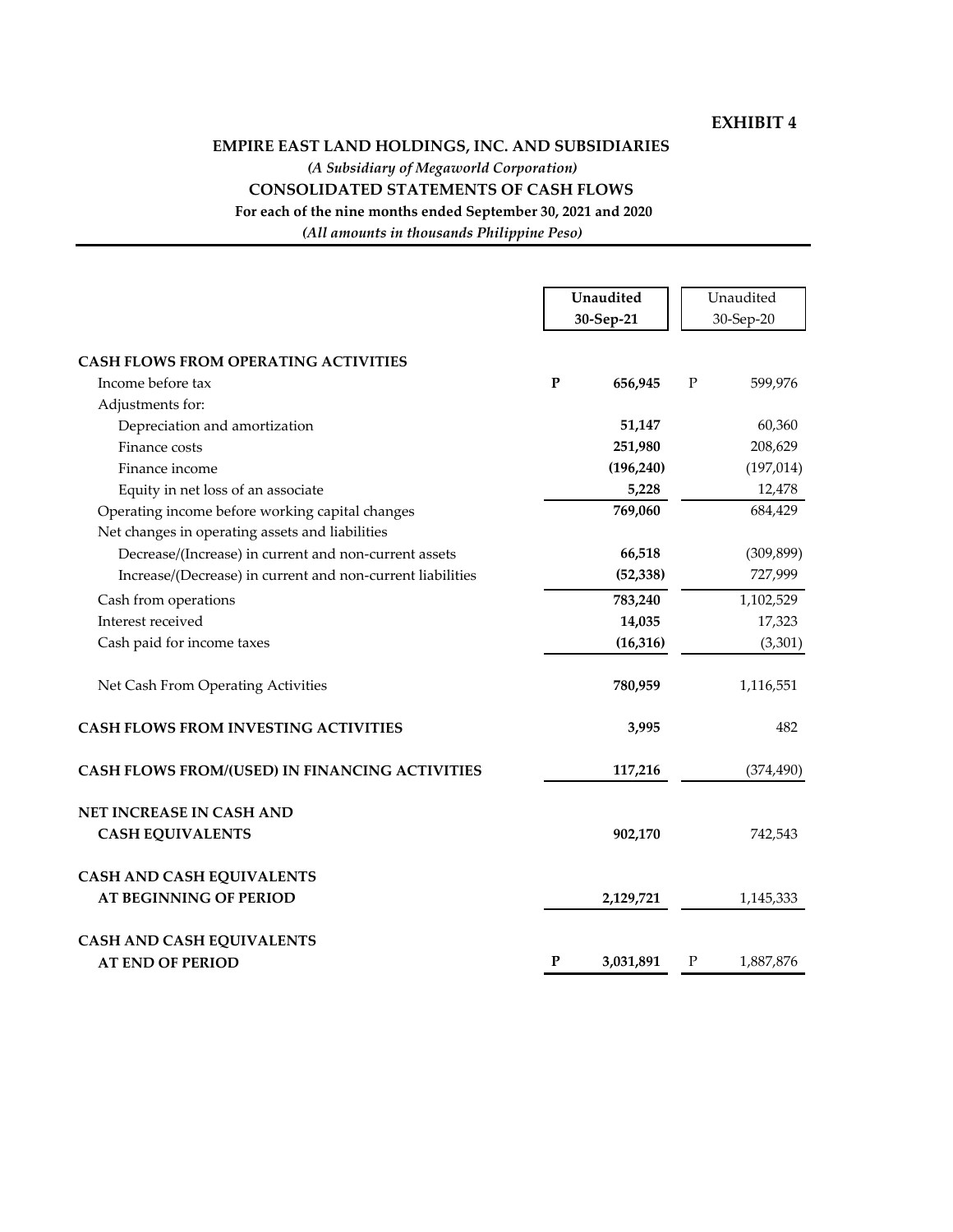**EXHIBIT 4**

## EMPIRE EAST LAND HOLDINGS, INC. AND SUBSIDIARIES

*(A Subsidiary of Megaworld Corporation)*

**CONSOLIDATED STATEMENTS OF CASH FLOWS**

**For each of the nine months ended September 30, 2021 and 2020**

*(All amounts in thousands Philippine Peso)*

| | | **Unaudited 30-Sep-21** | | Unaudited 30-Sep-20 |
|---|---|---|---|---|
| **CASH FLOWS FROM OPERATING ACTIVITIES** | | | | |
| Income before tax | **P** | **656,945** | P | 599,976 |
| Adjustments for: | | | | |
| Depreciation and amortization | | **51,147** | | 60,360 |
| Finance costs | | **251,980** | | 208,629 |
| Finance income | | **(196,240)** | | (197,014) |
| Equity in net loss of an associate | | **5,228** | | 12,478 |
| Operating income before working capital changes | | **769,060** | | 684,429 |
| Net changes in operating assets and liabilities | | | | |
| Decrease/(Increase) in current and non-current assets | | **66,518** | | (309,899) |
| Increase/(Decrease) in current and non-current liabilities | | **(52,338)** | | 727,999 |
| Cash from operations | | **783,240** | | 1,102,529 |
| Interest received | | **14,035** | | 17,323 |
| Cash paid for income taxes | | **(16,316)** | | (3,301) |
| Net Cash From Operating Activities | | **780,959** | | 1,116,551 |
| **CASH FLOWS FROM INVESTING ACTIVITIES** | | **3,995** | | 482 |
| **CASH FLOWS FROM/(USED) IN FINANCING ACTIVITIES** | | **117,216** | | (374,490) |
| **NET INCREASE IN CASH AND CASH EQUIVALENTS** | | **902,170** | | 742,543 |
| **CASH AND CASH EQUIVALENTS AT BEGINNING OF PERIOD** | | **2,129,721** | | 1,145,333 |
| **CASH AND CASH EQUIVALENTS AT END OF PERIOD** | **P** | **3,031,891** | P | 1,887,876 |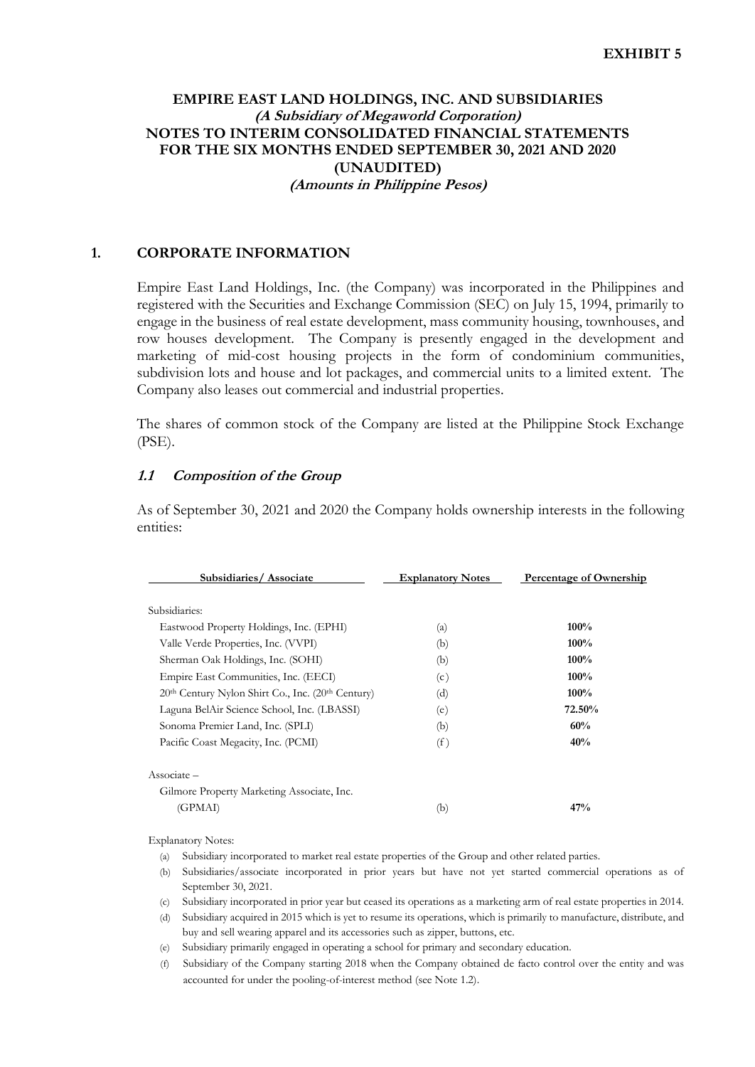**EXHIBIT 5**

# EMPIRE EAST LAND HOLDINGS, INC. AND SUBSIDIARIES
### *(A Subsidiary of Megaworld Corporation)*
### NOTES TO INTERIM CONSOLIDATED FINANCIAL STATEMENTS FOR THE SIX MONTHS ENDED SEPTEMBER 30, 2021 AND 2020 (UNAUDITED)
### *(Amounts in Philippine Pesos)*

## 1. CORPORATE INFORMATION

Empire East Land Holdings, Inc. (the Company) was incorporated in the Philippines and registered with the Securities and Exchange Commission (SEC) on July 15, 1994, primarily to engage in the business of real estate development, mass community housing, townhouses, and row houses development. The Company is presently engaged in the development and marketing of mid-cost housing projects in the form of condominium communities, subdivision lots and house and lot packages, and commercial units to a limited extent. The Company also leases out commercial and industrial properties.

The shares of common stock of the Company are listed at the Philippine Stock Exchange (PSE).

### *1.1 Composition of the Group*

As of September 30, 2021 and 2020 the Company holds ownership interests in the following entities:

| Subsidiaries/ Associate | Explanatory Notes | Percentage of Ownership |
|---|---|---|
| Subsidiaries: | | |
| Eastwood Property Holdings, Inc. (EPHI) | (a) | **100%** |
| Valle Verde Properties, Inc. (VVPI) | (b) | **100%** |
| Sherman Oak Holdings, Inc. (SOHI) | (b) | **100%** |
| Empire East Communities, Inc. (EECI) | (c) | **100%** |
| 20th Century Nylon Shirt Co., Inc. (20th Century) | (d) | **100%** |
| Laguna BelAir Science School, Inc. (LBASSI) | (e) | **72.50%** |
| Sonoma Premier Land, Inc. (SPLI) | (b) | **60%** |
| Pacific Coast Megacity, Inc. (PCMI) | (f) | **40%** |
| Associate – | | |
| Gilmore Property Marketing Associate, Inc. (GPMAI) | (b) | **47%** |

Explanatory Notes:

(a) Subsidiary incorporated to market real estate properties of the Group and other related parties.

(b) Subsidiaries/associate incorporated in prior years but have not yet started commercial operations as of September 30, 2021.

(c) Subsidiary incorporated in prior year but ceased its operations as a marketing arm of real estate properties in 2014.

(d) Subsidiary acquired in 2015 which is yet to resume its operations, which is primarily to manufacture, distribute, and buy and sell wearing apparel and its accessories such as zipper, buttons, etc.

(e) Subsidiary primarily engaged in operating a school for primary and secondary education.

(f) Subsidiary of the Company starting 2018 when the Company obtained de facto control over the entity and was accounted for under the pooling-of-interest method (see Note 1.2).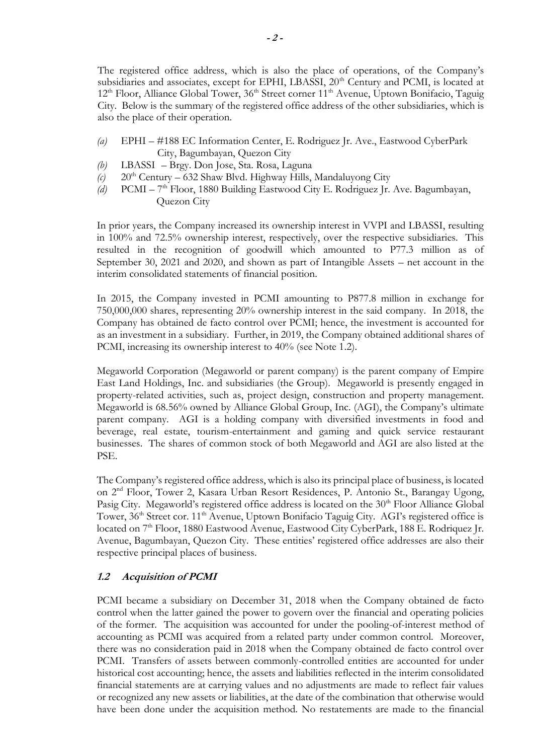The registered office address, which is also the place of operations, of the Company's subsidiaries and associates, except for EPHI, LBASSI, 20th Century and PCMI, is located at 12th Floor, Alliance Global Tower, 36th Street corner 11th Avenue, Uptown Bonifacio, Taguig City. Below is the summary of the registered office address of the other subsidiaries, which is also the place of their operation.

*(a)* EPHI – #188 EC Information Center, E. Rodriguez Jr. Ave., Eastwood CyberPark City, Bagumbayan, Quezon City

*(b)* LBASSI – Brgy. Don Jose, Sta. Rosa, Laguna

*(c)* 20th Century – 632 Shaw Blvd. Highway Hills, Mandaluyong City

*(d)* PCMI – 7th Floor, 1880 Building Eastwood City E. Rodriguez Jr. Ave. Bagumbayan, Quezon City

In prior years, the Company increased its ownership interest in VVPI and LBASSI, resulting in 100% and 72.5% ownership interest, respectively, over the respective subsidiaries. This resulted in the recognition of goodwill which amounted to P77.3 million as of September 30, 2021 and 2020, and shown as part of Intangible Assets – net account in the interim consolidated statements of financial position.

In 2015, the Company invested in PCMI amounting to P877.8 million in exchange for 750,000,000 shares, representing 20% ownership interest in the said company. In 2018, the Company has obtained de facto control over PCMI; hence, the investment is accounted for as an investment in a subsidiary. Further, in 2019, the Company obtained additional shares of PCMI, increasing its ownership interest to 40% (see Note 1.2).

Megaworld Corporation (Megaworld or parent company) is the parent company of Empire East Land Holdings, Inc. and subsidiaries (the Group). Megaworld is presently engaged in property-related activities, such as, project design, construction and property management. Megaworld is 68.56% owned by Alliance Global Group, Inc. (AGI), the Company's ultimate parent company. AGI is a holding company with diversified investments in food and beverage, real estate, tourism-entertainment and gaming and quick service restaurant businesses. The shares of common stock of both Megaworld and AGI are also listed at the PSE.

The Company's registered office address, which is also its principal place of business, is located on 2nd Floor, Tower 2, Kasara Urban Resort Residences, P. Antonio St., Barangay Ugong, Pasig City. Megaworld's registered office address is located on the 30th Floor Alliance Global Tower, 36th Street cor. 11th Avenue, Uptown Bonifacio Taguig City. AGI's registered office is located on 7th Floor, 1880 Eastwood Avenue, Eastwood City CyberPark, 188 E. Rodriquez Jr. Avenue, Bagumbayan, Quezon City. These entities' registered office addresses are also their respective principal places of business.

### *1.2 Acquisition of PCMI*

PCMI became a subsidiary on December 31, 2018 when the Company obtained de facto control when the latter gained the power to govern over the financial and operating policies of the former. The acquisition was accounted for under the pooling-of-interest method of accounting as PCMI was acquired from a related party under common control. Moreover, there was no consideration paid in 2018 when the Company obtained de facto control over PCMI. Transfers of assets between commonly-controlled entities are accounted for under historical cost accounting; hence, the assets and liabilities reflected in the interim consolidated financial statements are at carrying values and no adjustments are made to reflect fair values or recognized any new assets or liabilities, at the date of the combination that otherwise would have been done under the acquisition method. No restatements are made to the financial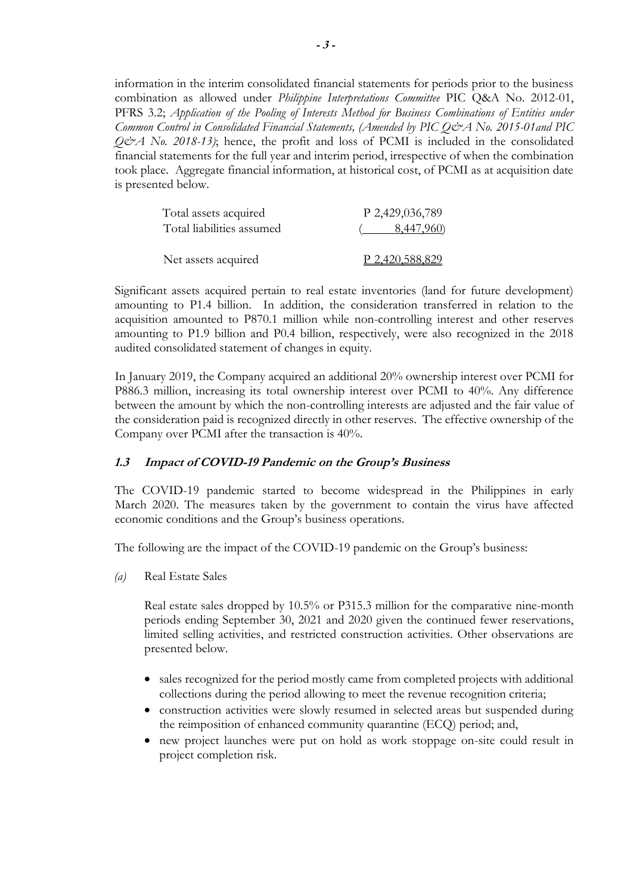information in the interim consolidated financial statements for periods prior to the business combination as allowed under *Philippine Interpretations Committee* PIC Q&A No. 2012-01, PFRS 3.2; *Application of the Pooling of Interests Method for Business Combinations of Entities under Common Control in Consolidated Financial Statements, (Amended by PIC Q&A No. 2015-01and PIC Q&A No. 2018-13)*; hence, the profit and loss of PCMI is included in the consolidated financial statements for the full year and interim period, irrespective of when the combination took place. Aggregate financial information, at historical cost, of PCMI as at acquisition date is presented below.

| | |
|---|---|
| Total assets acquired | P 2,429,036,789 |
| Total liabilities assumed | ( 8,447,960) |
| Net assets acquired | P 2,420,588,829 |

Significant assets acquired pertain to real estate inventories (land for future development) amounting to P1.4 billion. In addition, the consideration transferred in relation to the acquisition amounted to P870.1 million while non-controlling interest and other reserves amounting to P1.9 billion and P0.4 billion, respectively, were also recognized in the 2018 audited consolidated statement of changes in equity.

In January 2019, the Company acquired an additional 20% ownership interest over PCMI for P886.3 million, increasing its total ownership interest over PCMI to 40%. Any difference between the amount by which the non-controlling interests are adjusted and the fair value of the consideration paid is recognized directly in other reserves. The effective ownership of the Company over PCMI after the transaction is 40%.

### 1.3 Impact of COVID-19 Pandemic on the Group's Business

The COVID-19 pandemic started to become widespread in the Philippines in early March 2020. The measures taken by the government to contain the virus have affected economic conditions and the Group's business operations.

The following are the impact of the COVID-19 pandemic on the Group's business:

*(a)* Real Estate Sales

Real estate sales dropped by 10.5% or P315.3 million for the comparative nine-month periods ending September 30, 2021 and 2020 given the continued fewer reservations, limited selling activities, and restricted construction activities. Other observations are presented below.

- sales recognized for the period mostly came from completed projects with additional collections during the period allowing to meet the revenue recognition criteria;
- construction activities were slowly resumed in selected areas but suspended during the reimposition of enhanced community quarantine (ECQ) period; and,
- new project launches were put on hold as work stoppage on-site could result in project completion risk.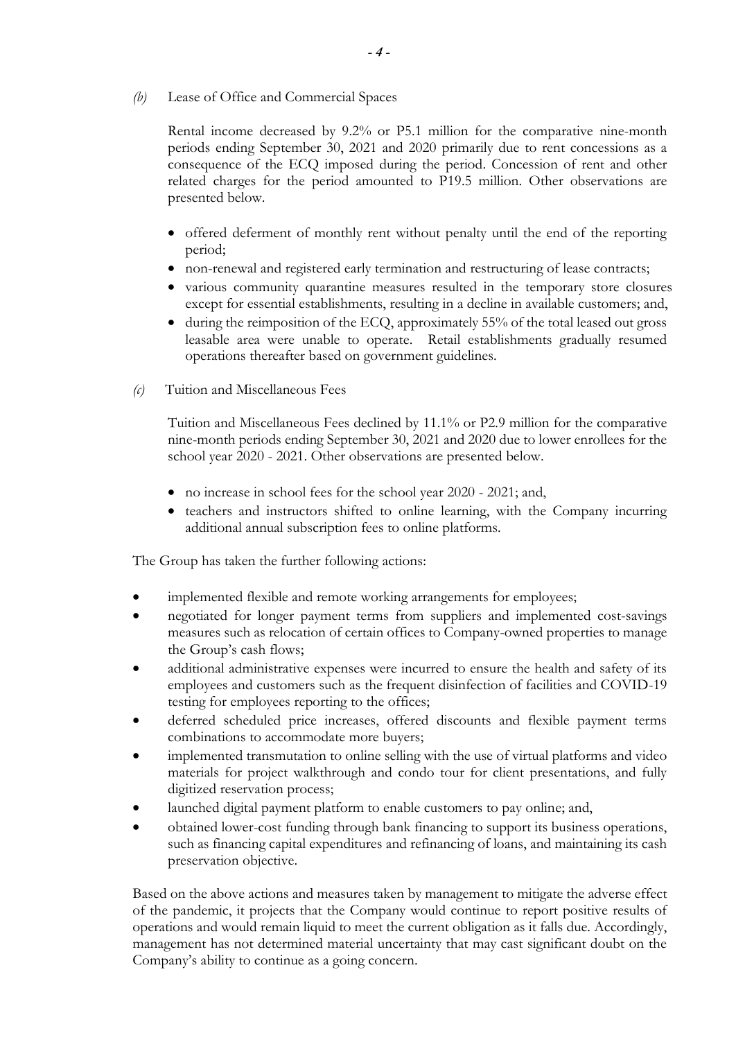*(b)* Lease of Office and Commercial Spaces

Rental income decreased by 9.2% or P5.1 million for the comparative nine-month periods ending September 30, 2021 and 2020 primarily due to rent concessions as a consequence of the ECQ imposed during the period. Concession of rent and other related charges for the period amounted to P19.5 million. Other observations are presented below.

- offered deferment of monthly rent without penalty until the end of the reporting period;
- non-renewal and registered early termination and restructuring of lease contracts;
- various community quarantine measures resulted in the temporary store closures except for essential establishments, resulting in a decline in available customers; and,
- during the reimposition of the ECQ, approximately 55% of the total leased out gross leasable area were unable to operate. Retail establishments gradually resumed operations thereafter based on government guidelines.

*(c)* Tuition and Miscellaneous Fees

Tuition and Miscellaneous Fees declined by 11.1% or P2.9 million for the comparative nine-month periods ending September 30, 2021 and 2020 due to lower enrollees for the school year 2020 - 2021. Other observations are presented below.

- no increase in school fees for the school year 2020 - 2021; and,
- teachers and instructors shifted to online learning, with the Company incurring additional annual subscription fees to online platforms.

The Group has taken the further following actions:

- implemented flexible and remote working arrangements for employees;
- negotiated for longer payment terms from suppliers and implemented cost-savings measures such as relocation of certain offices to Company-owned properties to manage the Group's cash flows;
- additional administrative expenses were incurred to ensure the health and safety of its employees and customers such as the frequent disinfection of facilities and COVID-19 testing for employees reporting to the offices;
- deferred scheduled price increases, offered discounts and flexible payment terms combinations to accommodate more buyers;
- implemented transmutation to online selling with the use of virtual platforms and video materials for project walkthrough and condo tour for client presentations, and fully digitized reservation process;
- launched digital payment platform to enable customers to pay online; and,
- obtained lower-cost funding through bank financing to support its business operations, such as financing capital expenditures and refinancing of loans, and maintaining its cash preservation objective.

Based on the above actions and measures taken by management to mitigate the adverse effect of the pandemic, it projects that the Company would continue to report positive results of operations and would remain liquid to meet the current obligation as it falls due. Accordingly, management has not determined material uncertainty that may cast significant doubt on the Company's ability to continue as a going concern.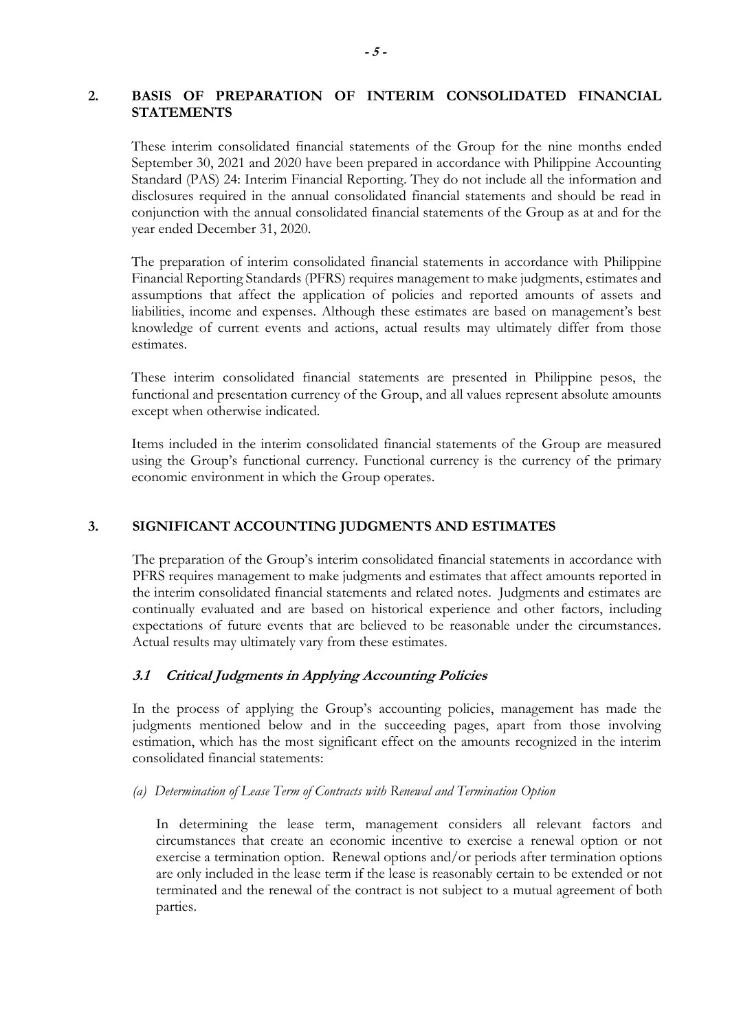## 2. BASIS OF PREPARATION OF INTERIM CONSOLIDATED FINANCIAL STATEMENTS

These interim consolidated financial statements of the Group for the nine months ended September 30, 2021 and 2020 have been prepared in accordance with Philippine Accounting Standard (PAS) 24: Interim Financial Reporting. They do not include all the information and disclosures required in the annual consolidated financial statements and should be read in conjunction with the annual consolidated financial statements of the Group as at and for the year ended December 31, 2020.

The preparation of interim consolidated financial statements in accordance with Philippine Financial Reporting Standards (PFRS) requires management to make judgments, estimates and assumptions that affect the application of policies and reported amounts of assets and liabilities, income and expenses. Although these estimates are based on management's best knowledge of current events and actions, actual results may ultimately differ from those estimates.

These interim consolidated financial statements are presented in Philippine pesos, the functional and presentation currency of the Group, and all values represent absolute amounts except when otherwise indicated.

Items included in the interim consolidated financial statements of the Group are measured using the Group's functional currency. Functional currency is the currency of the primary economic environment in which the Group operates.

## 3. SIGNIFICANT ACCOUNTING JUDGMENTS AND ESTIMATES

The preparation of the Group's interim consolidated financial statements in accordance with PFRS requires management to make judgments and estimates that affect amounts reported in the interim consolidated financial statements and related notes. Judgments and estimates are continually evaluated and are based on historical experience and other factors, including expectations of future events that are believed to be reasonable under the circumstances. Actual results may ultimately vary from these estimates.

### *3.1 Critical Judgments in Applying Accounting Policies*

In the process of applying the Group's accounting policies, management has made the judgments mentioned below and in the succeeding pages, apart from those involving estimation, which has the most significant effect on the amounts recognized in the interim consolidated financial statements:

*(a) Determination of Lease Term of Contracts with Renewal and Termination Option*

In determining the lease term, management considers all relevant factors and circumstances that create an economic incentive to exercise a renewal option or not exercise a termination option. Renewal options and/or periods after termination options are only included in the lease term if the lease is reasonably certain to be extended or not terminated and the renewal of the contract is not subject to a mutual agreement of both parties.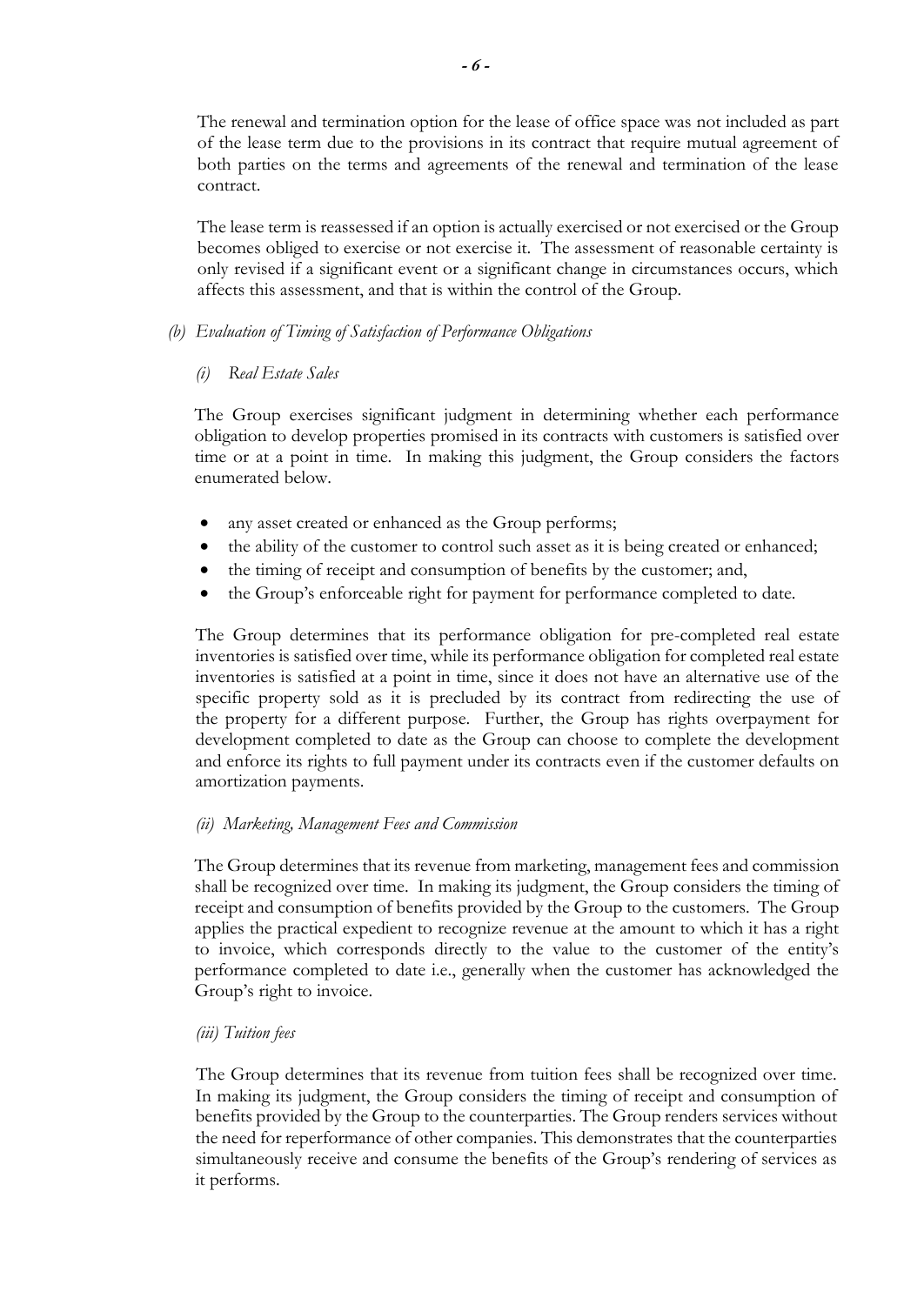The renewal and termination option for the lease of office space was not included as part of the lease term due to the provisions in its contract that require mutual agreement of both parties on the terms and agreements of the renewal and termination of the lease contract.

The lease term is reassessed if an option is actually exercised or not exercised or the Group becomes obliged to exercise or not exercise it. The assessment of reasonable certainty is only revised if a significant event or a significant change in circumstances occurs, which affects this assessment, and that is within the control of the Group.

*(b) Evaluation of Timing of Satisfaction of Performance Obligations*

*(i) Real Estate Sales*

The Group exercises significant judgment in determining whether each performance obligation to develop properties promised in its contracts with customers is satisfied over time or at a point in time. In making this judgment, the Group considers the factors enumerated below.

- any asset created or enhanced as the Group performs;
- the ability of the customer to control such asset as it is being created or enhanced;
- the timing of receipt and consumption of benefits by the customer; and,
- the Group's enforceable right for payment for performance completed to date.

The Group determines that its performance obligation for pre-completed real estate inventories is satisfied over time, while its performance obligation for completed real estate inventories is satisfied at a point in time, since it does not have an alternative use of the specific property sold as it is precluded by its contract from redirecting the use of the property for a different purpose. Further, the Group has rights overpayment for development completed to date as the Group can choose to complete the development and enforce its rights to full payment under its contracts even if the customer defaults on amortization payments.

*(ii) Marketing, Management Fees and Commission*

The Group determines that its revenue from marketing, management fees and commission shall be recognized over time. In making its judgment, the Group considers the timing of receipt and consumption of benefits provided by the Group to the customers. The Group applies the practical expedient to recognize revenue at the amount to which it has a right to invoice, which corresponds directly to the value to the customer of the entity's performance completed to date i.e., generally when the customer has acknowledged the Group's right to invoice.

*(iii) Tuition fees*

The Group determines that its revenue from tuition fees shall be recognized over time. In making its judgment, the Group considers the timing of receipt and consumption of benefits provided by the Group to the counterparties. The Group renders services without the need for reperformance of other companies. This demonstrates that the counterparties simultaneously receive and consume the benefits of the Group's rendering of services as it performs.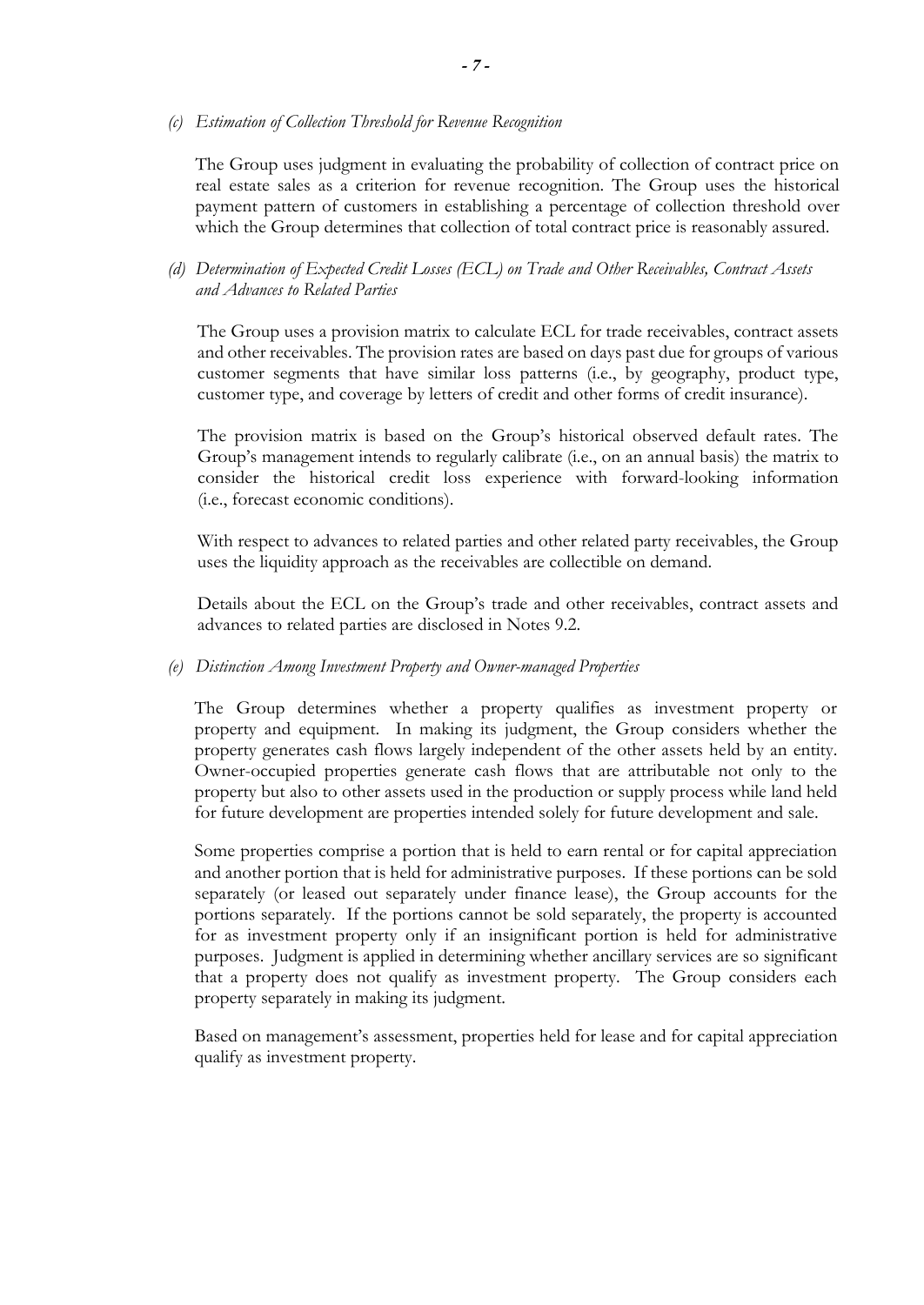*(c) Estimation of Collection Threshold for Revenue Recognition*

The Group uses judgment in evaluating the probability of collection of contract price on real estate sales as a criterion for revenue recognition. The Group uses the historical payment pattern of customers in establishing a percentage of collection threshold over which the Group determines that collection of total contract price is reasonably assured.

*(d) Determination of Expected Credit Losses (ECL) on Trade and Other Receivables, Contract Assets and Advances to Related Parties*

The Group uses a provision matrix to calculate ECL for trade receivables, contract assets and other receivables. The provision rates are based on days past due for groups of various customer segments that have similar loss patterns (i.e., by geography, product type, customer type, and coverage by letters of credit and other forms of credit insurance).

The provision matrix is based on the Group's historical observed default rates. The Group's management intends to regularly calibrate (i.e., on an annual basis) the matrix to consider the historical credit loss experience with forward-looking information (i.e., forecast economic conditions).

With respect to advances to related parties and other related party receivables, the Group uses the liquidity approach as the receivables are collectible on demand.

Details about the ECL on the Group's trade and other receivables, contract assets and advances to related parties are disclosed in Notes 9.2.

*(e) Distinction Among Investment Property and Owner-managed Properties*

The Group determines whether a property qualifies as investment property or property and equipment. In making its judgment, the Group considers whether the property generates cash flows largely independent of the other assets held by an entity. Owner-occupied properties generate cash flows that are attributable not only to the property but also to other assets used in the production or supply process while land held for future development are properties intended solely for future development and sale.

Some properties comprise a portion that is held to earn rental or for capital appreciation and another portion that is held for administrative purposes. If these portions can be sold separately (or leased out separately under finance lease), the Group accounts for the portions separately. If the portions cannot be sold separately, the property is accounted for as investment property only if an insignificant portion is held for administrative purposes. Judgment is applied in determining whether ancillary services are so significant that a property does not qualify as investment property. The Group considers each property separately in making its judgment.

Based on management's assessment, properties held for lease and for capital appreciation qualify as investment property.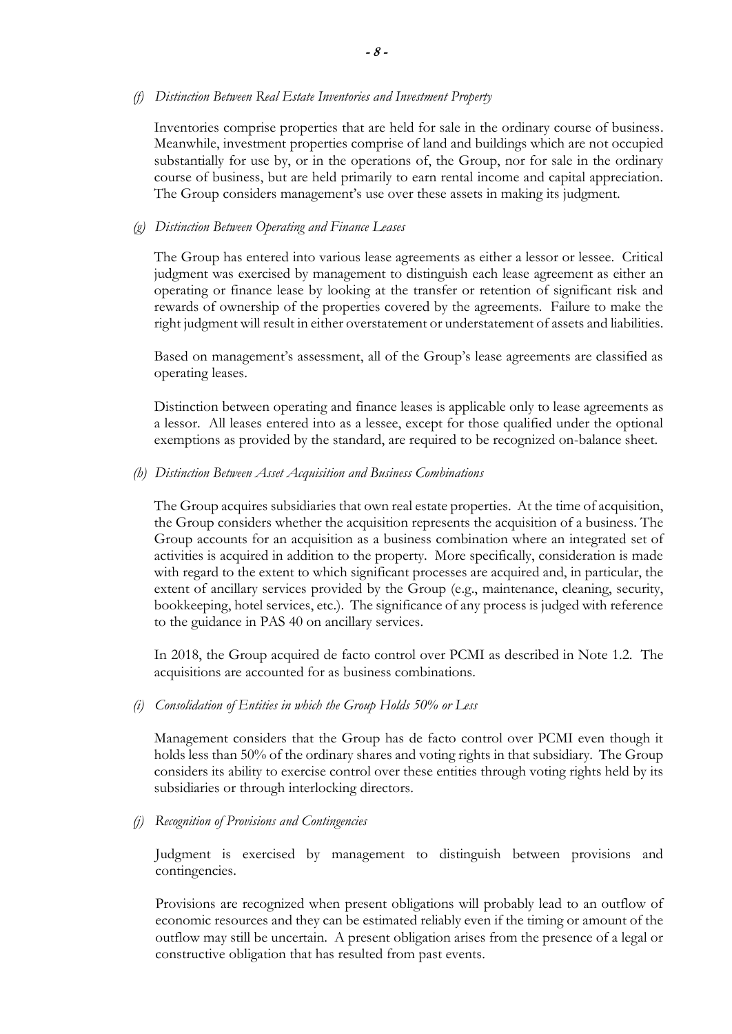*(f) Distinction Between Real Estate Inventories and Investment Property*

Inventories comprise properties that are held for sale in the ordinary course of business. Meanwhile, investment properties comprise of land and buildings which are not occupied substantially for use by, or in the operations of, the Group, nor for sale in the ordinary course of business, but are held primarily to earn rental income and capital appreciation. The Group considers management's use over these assets in making its judgment.

*(g) Distinction Between Operating and Finance Leases*

The Group has entered into various lease agreements as either a lessor or lessee. Critical judgment was exercised by management to distinguish each lease agreement as either an operating or finance lease by looking at the transfer or retention of significant risk and rewards of ownership of the properties covered by the agreements. Failure to make the right judgment will result in either overstatement or understatement of assets and liabilities.

Based on management's assessment, all of the Group's lease agreements are classified as operating leases.

Distinction between operating and finance leases is applicable only to lease agreements as a lessor. All leases entered into as a lessee, except for those qualified under the optional exemptions as provided by the standard, are required to be recognized on-balance sheet.

*(h) Distinction Between Asset Acquisition and Business Combinations*

The Group acquires subsidiaries that own real estate properties. At the time of acquisition, the Group considers whether the acquisition represents the acquisition of a business. The Group accounts for an acquisition as a business combination where an integrated set of activities is acquired in addition to the property. More specifically, consideration is made with regard to the extent to which significant processes are acquired and, in particular, the extent of ancillary services provided by the Group (e.g., maintenance, cleaning, security, bookkeeping, hotel services, etc.). The significance of any process is judged with reference to the guidance in PAS 40 on ancillary services.

In 2018, the Group acquired de facto control over PCMI as described in Note 1.2. The acquisitions are accounted for as business combinations.

*(i) Consolidation of Entities in which the Group Holds 50% or Less*

Management considers that the Group has de facto control over PCMI even though it holds less than 50% of the ordinary shares and voting rights in that subsidiary. The Group considers its ability to exercise control over these entities through voting rights held by its subsidiaries or through interlocking directors.

*(j) Recognition of Provisions and Contingencies*

Judgment is exercised by management to distinguish between provisions and contingencies.

Provisions are recognized when present obligations will probably lead to an outflow of economic resources and they can be estimated reliably even if the timing or amount of the outflow may still be uncertain. A present obligation arises from the presence of a legal or constructive obligation that has resulted from past events.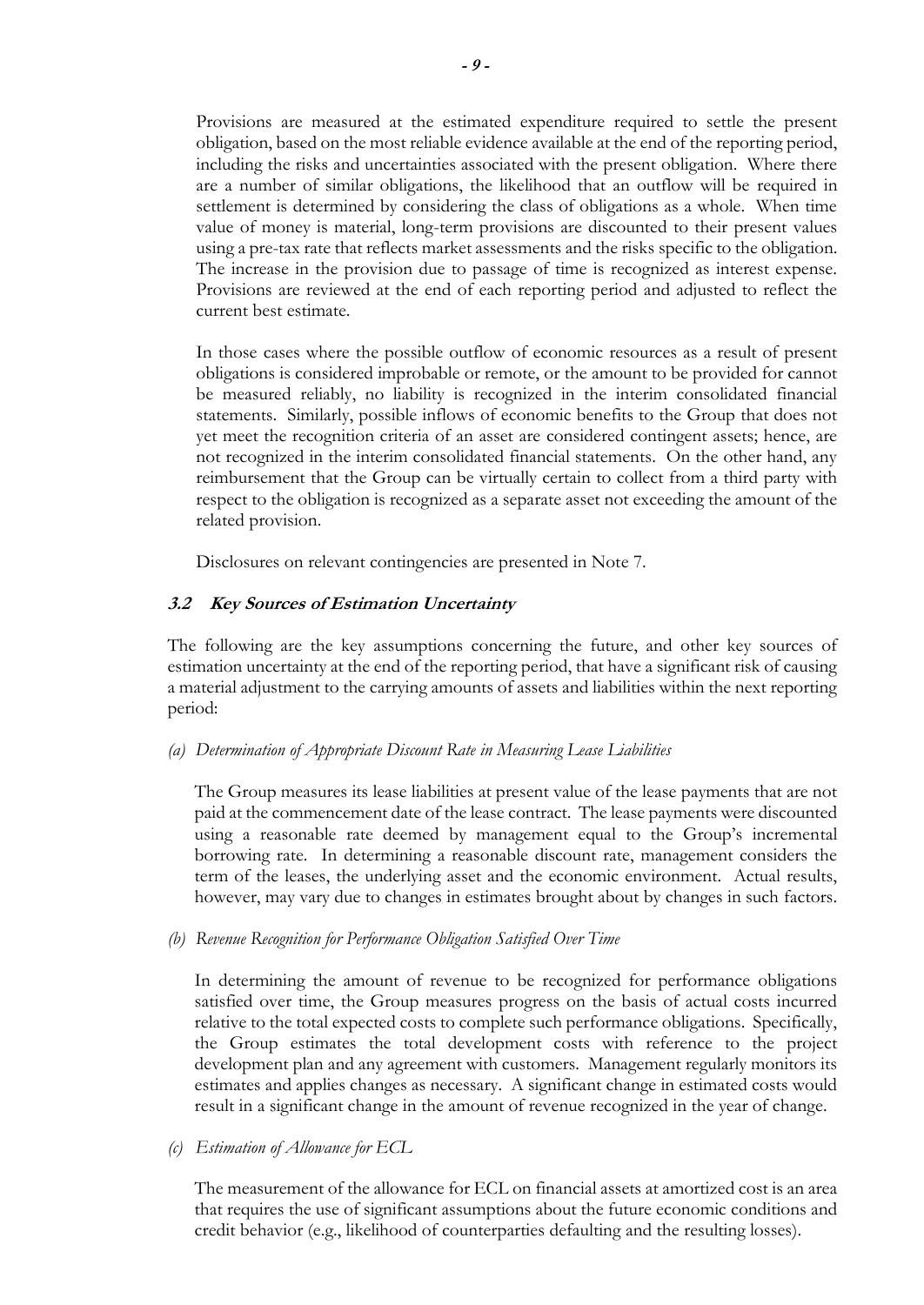Provisions are measured at the estimated expenditure required to settle the present obligation, based on the most reliable evidence available at the end of the reporting period, including the risks and uncertainties associated with the present obligation. Where there are a number of similar obligations, the likelihood that an outflow will be required in settlement is determined by considering the class of obligations as a whole. When time value of money is material, long-term provisions are discounted to their present values using a pre-tax rate that reflects market assessments and the risks specific to the obligation. The increase in the provision due to passage of time is recognized as interest expense. Provisions are reviewed at the end of each reporting period and adjusted to reflect the current best estimate.

In those cases where the possible outflow of economic resources as a result of present obligations is considered improbable or remote, or the amount to be provided for cannot be measured reliably, no liability is recognized in the interim consolidated financial statements. Similarly, possible inflows of economic benefits to the Group that does not yet meet the recognition criteria of an asset are considered contingent assets; hence, are not recognized in the interim consolidated financial statements. On the other hand, any reimbursement that the Group can be virtually certain to collect from a third party with respect to the obligation is recognized as a separate asset not exceeding the amount of the related provision.

Disclosures on relevant contingencies are presented in Note 7.

### 3.2 Key Sources of Estimation Uncertainty

The following are the key assumptions concerning the future, and other key sources of estimation uncertainty at the end of the reporting period, that have a significant risk of causing a material adjustment to the carrying amounts of assets and liabilities within the next reporting period:

*(a) Determination of Appropriate Discount Rate in Measuring Lease Liabilities*

The Group measures its lease liabilities at present value of the lease payments that are not paid at the commencement date of the lease contract. The lease payments were discounted using a reasonable rate deemed by management equal to the Group's incremental borrowing rate. In determining a reasonable discount rate, management considers the term of the leases, the underlying asset and the economic environment. Actual results, however, may vary due to changes in estimates brought about by changes in such factors.

*(b) Revenue Recognition for Performance Obligation Satisfied Over Time*

In determining the amount of revenue to be recognized for performance obligations satisfied over time, the Group measures progress on the basis of actual costs incurred relative to the total expected costs to complete such performance obligations. Specifically, the Group estimates the total development costs with reference to the project development plan and any agreement with customers. Management regularly monitors its estimates and applies changes as necessary. A significant change in estimated costs would result in a significant change in the amount of revenue recognized in the year of change.

*(c) Estimation of Allowance for ECL*

The measurement of the allowance for ECL on financial assets at amortized cost is an area that requires the use of significant assumptions about the future economic conditions and credit behavior (e.g., likelihood of counterparties defaulting and the resulting losses).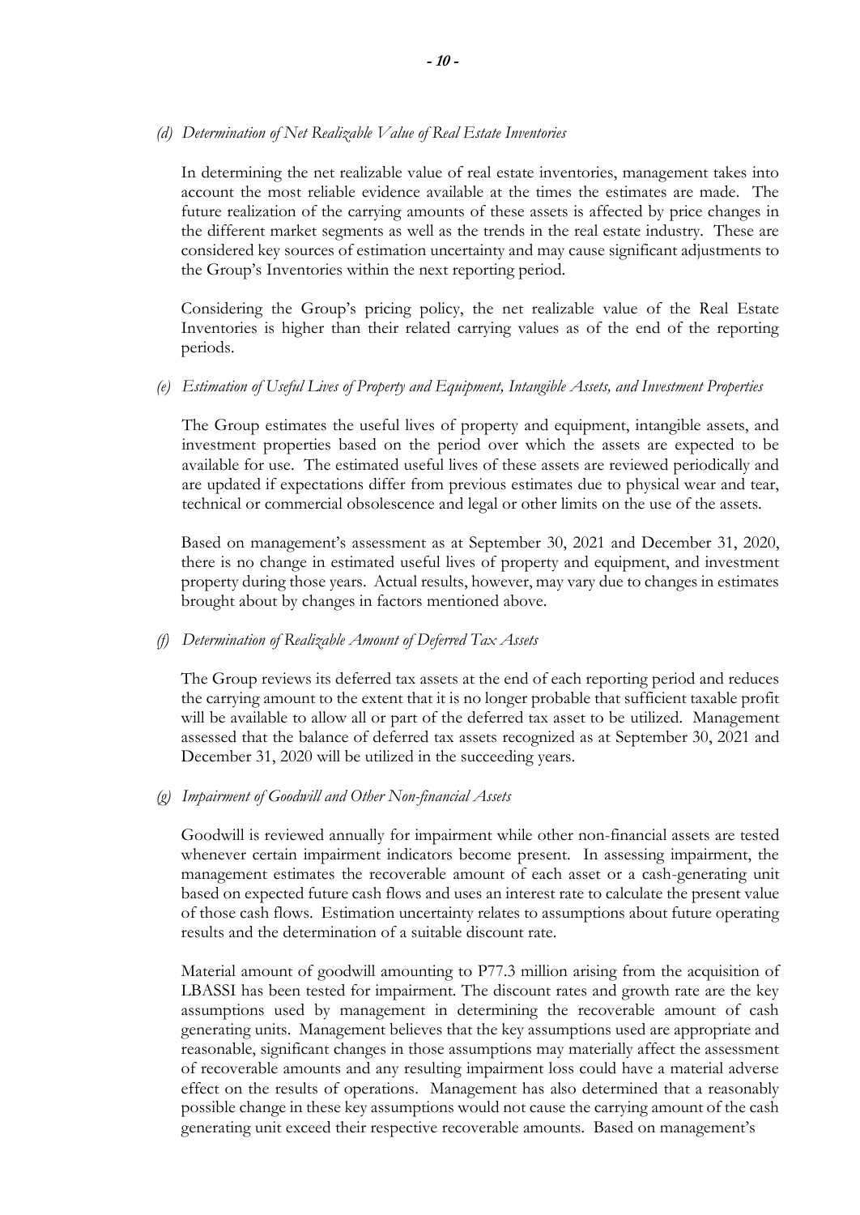*(d) Determination of Net Realizable Value of Real Estate Inventories*

In determining the net realizable value of real estate inventories, management takes into account the most reliable evidence available at the times the estimates are made. The future realization of the carrying amounts of these assets is affected by price changes in the different market segments as well as the trends in the real estate industry. These are considered key sources of estimation uncertainty and may cause significant adjustments to the Group's Inventories within the next reporting period.

Considering the Group's pricing policy, the net realizable value of the Real Estate Inventories is higher than their related carrying values as of the end of the reporting periods.

*(e) Estimation of Useful Lives of Property and Equipment, Intangible Assets, and Investment Properties*

The Group estimates the useful lives of property and equipment, intangible assets, and investment properties based on the period over which the assets are expected to be available for use. The estimated useful lives of these assets are reviewed periodically and are updated if expectations differ from previous estimates due to physical wear and tear, technical or commercial obsolescence and legal or other limits on the use of the assets.

Based on management's assessment as at September 30, 2021 and December 31, 2020, there is no change in estimated useful lives of property and equipment, and investment property during those years. Actual results, however, may vary due to changes in estimates brought about by changes in factors mentioned above.

*(f) Determination of Realizable Amount of Deferred Tax Assets*

The Group reviews its deferred tax assets at the end of each reporting period and reduces the carrying amount to the extent that it is no longer probable that sufficient taxable profit will be available to allow all or part of the deferred tax asset to be utilized. Management assessed that the balance of deferred tax assets recognized as at September 30, 2021 and December 31, 2020 will be utilized in the succeeding years.

*(g) Impairment of Goodwill and Other Non-financial Assets*

Goodwill is reviewed annually for impairment while other non-financial assets are tested whenever certain impairment indicators become present. In assessing impairment, the management estimates the recoverable amount of each asset or a cash-generating unit based on expected future cash flows and uses an interest rate to calculate the present value of those cash flows. Estimation uncertainty relates to assumptions about future operating results and the determination of a suitable discount rate.

Material amount of goodwill amounting to P77.3 million arising from the acquisition of LBASSI has been tested for impairment. The discount rates and growth rate are the key assumptions used by management in determining the recoverable amount of cash generating units. Management believes that the key assumptions used are appropriate and reasonable, significant changes in those assumptions may materially affect the assessment of recoverable amounts and any resulting impairment loss could have a material adverse effect on the results of operations. Management has also determined that a reasonably possible change in these key assumptions would not cause the carrying amount of the cash generating unit exceed their respective recoverable amounts. Based on management's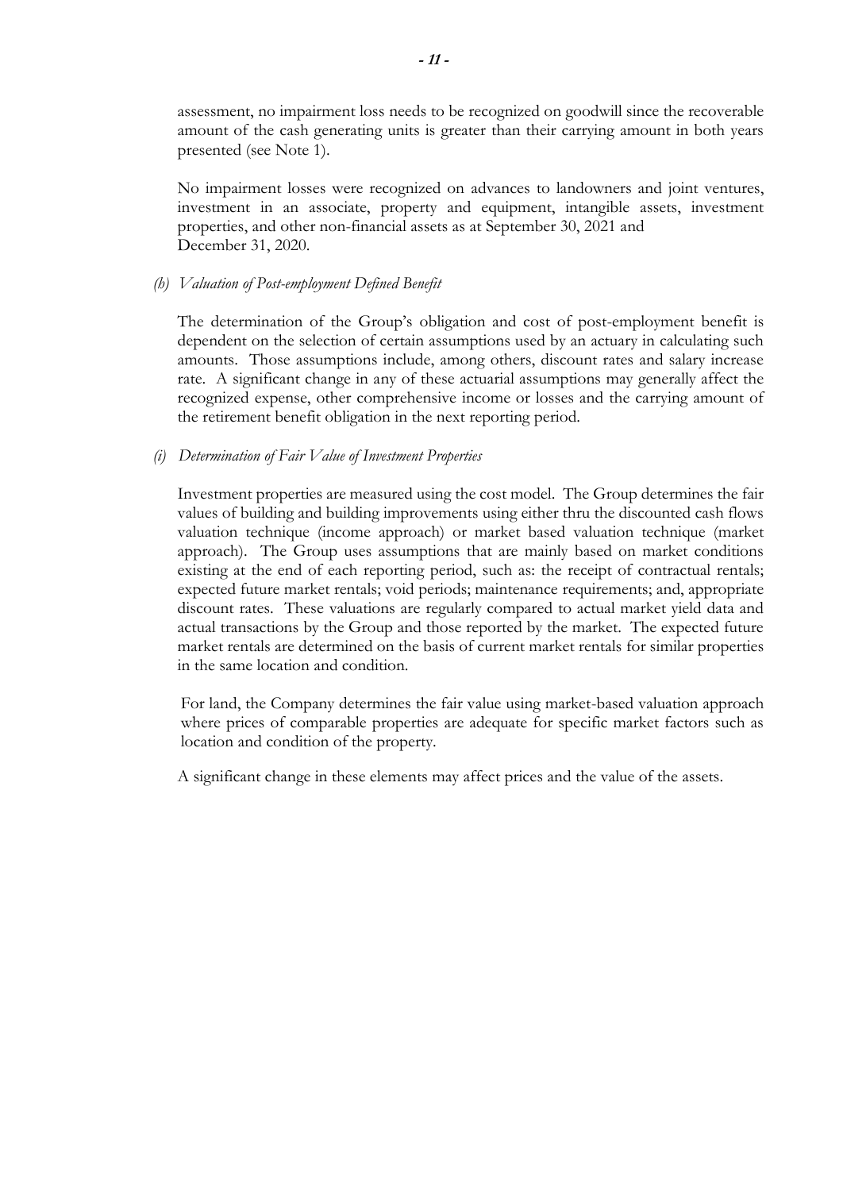assessment, no impairment loss needs to be recognized on goodwill since the recoverable amount of the cash generating units is greater than their carrying amount in both years presented (see Note 1).

No impairment losses were recognized on advances to landowners and joint ventures, investment in an associate, property and equipment, intangible assets, investment properties, and other non-financial assets as at September 30, 2021 and December 31, 2020.

*(h) Valuation of Post-employment Defined Benefit*

The determination of the Group's obligation and cost of post-employment benefit is dependent on the selection of certain assumptions used by an actuary in calculating such amounts. Those assumptions include, among others, discount rates and salary increase rate. A significant change in any of these actuarial assumptions may generally affect the recognized expense, other comprehensive income or losses and the carrying amount of the retirement benefit obligation in the next reporting period.

*(i) Determination of Fair Value of Investment Properties*

Investment properties are measured using the cost model. The Group determines the fair values of building and building improvements using either thru the discounted cash flows valuation technique (income approach) or market based valuation technique (market approach). The Group uses assumptions that are mainly based on market conditions existing at the end of each reporting period, such as: the receipt of contractual rentals; expected future market rentals; void periods; maintenance requirements; and, appropriate discount rates. These valuations are regularly compared to actual market yield data and actual transactions by the Group and those reported by the market. The expected future market rentals are determined on the basis of current market rentals for similar properties in the same location and condition.

For land, the Company determines the fair value using market-based valuation approach where prices of comparable properties are adequate for specific market factors such as location and condition of the property.

A significant change in these elements may affect prices and the value of the assets.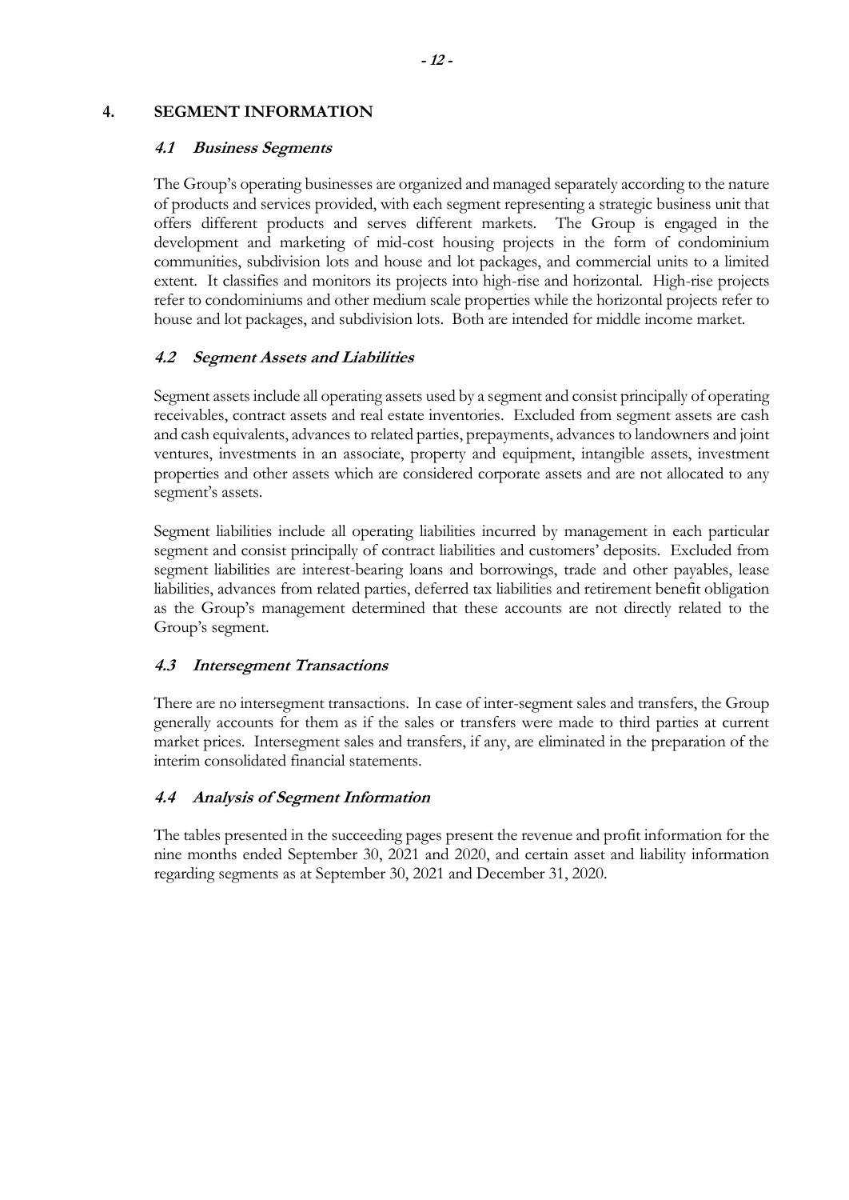## 4. SEGMENT INFORMATION

### *4.1 Business Segments*

The Group's operating businesses are organized and managed separately according to the nature of products and services provided, with each segment representing a strategic business unit that offers different products and serves different markets. The Group is engaged in the development and marketing of mid-cost housing projects in the form of condominium communities, subdivision lots and house and lot packages, and commercial units to a limited extent. It classifies and monitors its projects into high-rise and horizontal. High-rise projects refer to condominiums and other medium scale properties while the horizontal projects refer to house and lot packages, and subdivision lots. Both are intended for middle income market.

### *4.2 Segment Assets and Liabilities*

Segment assets include all operating assets used by a segment and consist principally of operating receivables, contract assets and real estate inventories. Excluded from segment assets are cash and cash equivalents, advances to related parties, prepayments, advances to landowners and joint ventures, investments in an associate, property and equipment, intangible assets, investment properties and other assets which are considered corporate assets and are not allocated to any segment's assets.

Segment liabilities include all operating liabilities incurred by management in each particular segment and consist principally of contract liabilities and customers' deposits. Excluded from segment liabilities are interest-bearing loans and borrowings, trade and other payables, lease liabilities, advances from related parties, deferred tax liabilities and retirement benefit obligation as the Group's management determined that these accounts are not directly related to the Group's segment.

### *4.3 Intersegment Transactions*

There are no intersegment transactions. In case of inter-segment sales and transfers, the Group generally accounts for them as if the sales or transfers were made to third parties at current market prices. Intersegment sales and transfers, if any, are eliminated in the preparation of the interim consolidated financial statements.

### *4.4 Analysis of Segment Information*

The tables presented in the succeeding pages present the revenue and profit information for the nine months ended September 30, 2021 and 2020, and certain asset and liability information regarding segments as at September 30, 2021 and December 31, 2020.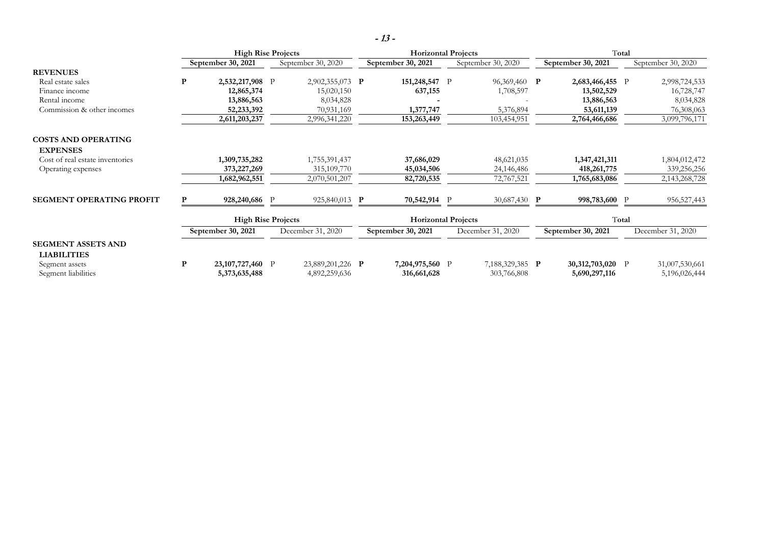| | High Rise Projects | | Horizontal Projects | | Total | |
|---|---|---|---|---|---|---|
| | **September 30, 2021** | September 30, 2020 | **September 30, 2021** | September 30, 2020 | **September 30, 2021** | September 30, 2020 |
| **REVENUES** | | | | | | |
| Real estate sales | **P 2,532,217,908** | P 2,902,355,073 | **P 151,248,547** | P 96,369,460 | **P 2,683,466,455** | P 2,998,724,533 |
| Finance income | **12,865,374** | 15,020,150 | **637,155** | 1,708,597 | **13,502,529** | 16,728,747 |
| Rental income | **13,886,563** | 8,034,828 | **-** | - | **13,886,563** | 8,034,828 |
| Commission & other incomes | **52,233,392** | 70,931,169 | **1,377,747** | 5,376,894 | **53,611,139** | 76,308,063 |
| | **2,611,203,237** | 2,996,341,220 | **153,263,449** | 103,454,951 | **2,764,466,686** | 3,099,796,171 |
| **COSTS AND OPERATING EXPENSES** | | | | | | |
| Cost of real estate inventories | **1,309,735,282** | 1,755,391,437 | **37,686,029** | 48,621,035 | **1,347,421,311** | 1,804,012,472 |
| Operating expenses | **373,227,269** | 315,109,770 | **45,034,506** | 24,146,486 | **418,261,775** | 339,256,256 |
| | **1,682,962,551** | 2,070,501,207 | **82,720,535** | 72,767,521 | **1,765,683,086** | 2,143,268,728 |
| **SEGMENT OPERATING PROFIT** | **P 928,240,686** | P 925,840,013 | **P 70,542,914** | P 30,687,430 | **P 998,783,600** | P 956,527,443 |

| | High Rise Projects | | Horizontal Projects | | Total | |
|---|---|---|---|---|---|---|
| | **September 30, 2021** | December 31, 2020 | **September 30, 2021** | December 31, 2020 | **September 30, 2021** | December 31, 2020 |
| **SEGMENT ASSETS AND LIABILITIES** | | | | | | |
| Segment assets | **P 23,107,727,460** | P 23,889,201,226 | **P 7,204,975,560** | P 7,188,329,385 | **P 30,312,703,020** | P 31,007,530,661 |
| Segment liabilities | **5,373,635,488** | 4,892,259,636 | **316,661,628** | 303,766,808 | **5,690,297,116** | 5,196,026,444 |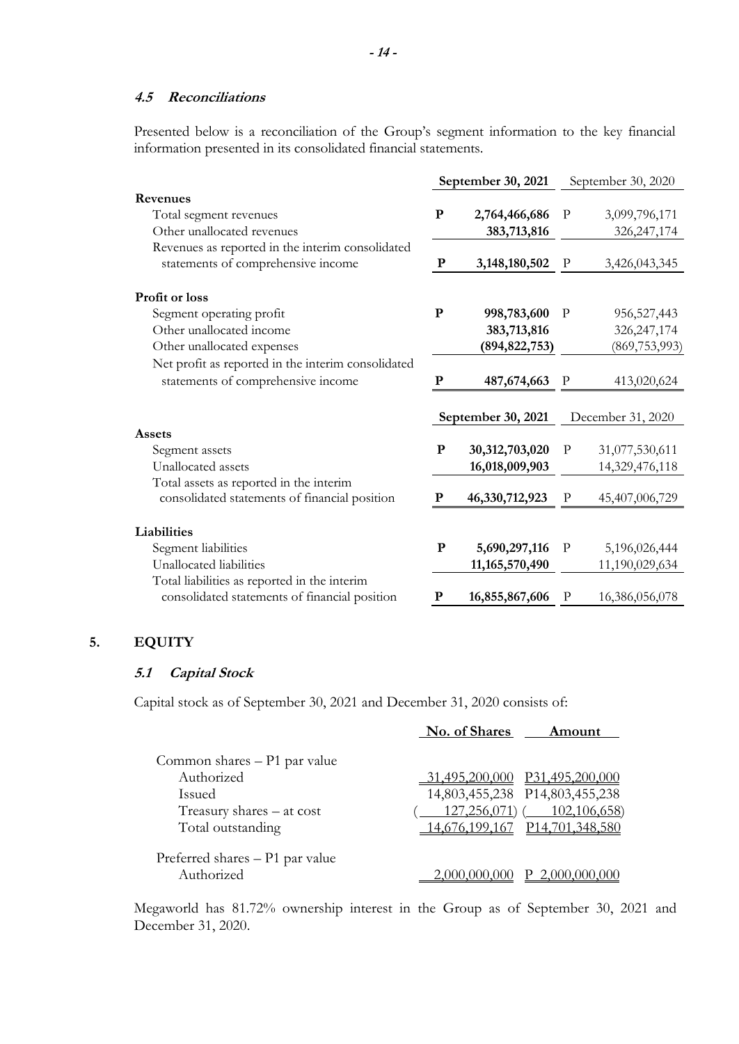### *4.5 Reconciliations*

Presented below is a reconciliation of the Group's segment information to the key financial information presented in its consolidated financial statements.

| | **September 30, 2021** | September 30, 2020 |
|---|---|---|
| **Revenues** | | |
| Total segment revenues | **P 2,764,466,686** | P 3,099,796,171 |
| Other unallocated revenues | **383,713,816** | 326,247,174 |
| Revenues as reported in the interim consolidated statements of comprehensive income | **P 3,148,180,502** | P 3,426,043,345 |
| **Profit or loss** | | |
| Segment operating profit | **P 998,783,600** | P 956,527,443 |
| Other unallocated income | **383,713,816** | 326,247,174 |
| Other unallocated expenses | **(894,822,753)** | (869,753,993) |
| Net profit as reported in the interim consolidated statements of comprehensive income | **P 487,674,663** | P 413,020,624 |

| | **September 30, 2021** | December 31, 2020 |
|---|---|---|
| **Assets** | | |
| Segment assets | **P 30,312,703,020** | P 31,077,530,611 |
| Unallocated assets | **16,018,009,903** | 14,329,476,118 |
| Total assets as reported in the interim consolidated statements of financial position | **P 46,330,712,923** | P 45,407,006,729 |
| **Liabilities** | | |
| Segment liabilities | **P 5,690,297,116** | P 5,196,026,444 |
| Unallocated liabilities | **11,165,570,490** | 11,190,029,634 |
| Total liabilities as reported in the interim consolidated statements of financial position | **P 16,855,867,606** | P 16,386,056,078 |

## 5. EQUITY

### *5.1 Capital Stock*

Capital stock as of September 30, 2021 and December 31, 2020 consists of:

| | No. of Shares | Amount |
|---|---|---|
| Common shares – P1 par value | | |
| Authorized | 31,495,200,000 | P31,495,200,000 |
| Issued | 14,803,455,238 | P14,803,455,238 |
| Treasury shares – at cost | ( 127,256,071) | ( 102,106,658) |
| Total outstanding | 14,676,199,167 | P14,701,348,580 |
| Preferred shares – P1 par value | | |
| Authorized | 2,000,000,000 | P 2,000,000,000 |

Megaworld has 81.72% ownership interest in the Group as of September 30, 2021 and December 31, 2020.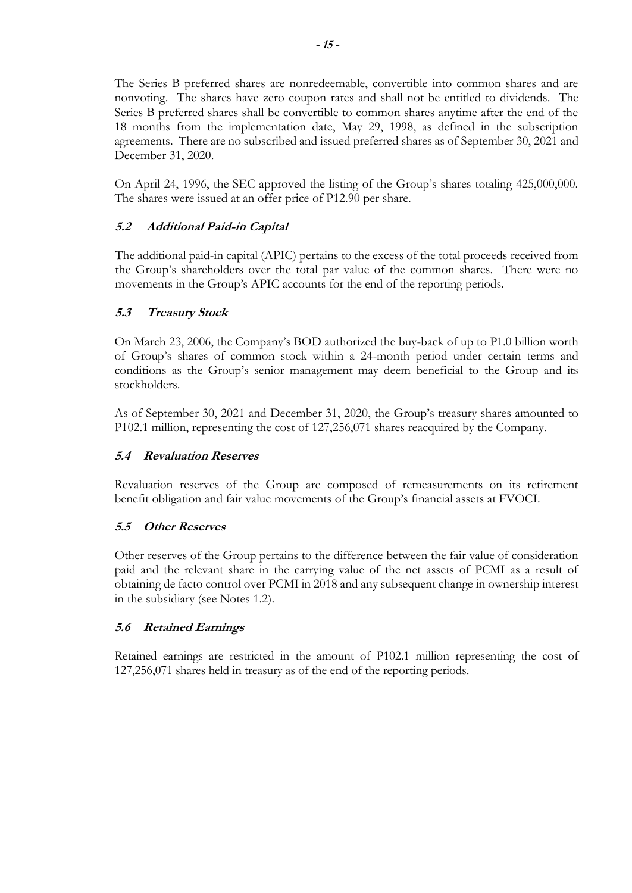The Series B preferred shares are nonredeemable, convertible into common shares and are nonvoting. The shares have zero coupon rates and shall not be entitled to dividends. The Series B preferred shares shall be convertible to common shares anytime after the end of the 18 months from the implementation date, May 29, 1998, as defined in the subscription agreements. There are no subscribed and issued preferred shares as of September 30, 2021 and December 31, 2020.

On April 24, 1996, the SEC approved the listing of the Group's shares totaling 425,000,000. The shares were issued at an offer price of P12.90 per share.

### *5.2 Additional Paid-in Capital*

The additional paid-in capital (APIC) pertains to the excess of the total proceeds received from the Group's shareholders over the total par value of the common shares. There were no movements in the Group's APIC accounts for the end of the reporting periods.

### *5.3 Treasury Stock*

On March 23, 2006, the Company's BOD authorized the buy-back of up to P1.0 billion worth of Group's shares of common stock within a 24-month period under certain terms and conditions as the Group's senior management may deem beneficial to the Group and its stockholders.

As of September 30, 2021 and December 31, 2020, the Group's treasury shares amounted to P102.1 million, representing the cost of 127,256,071 shares reacquired by the Company.

### *5.4 Revaluation Reserves*

Revaluation reserves of the Group are composed of remeasurements on its retirement benefit obligation and fair value movements of the Group's financial assets at FVOCI.

### *5.5 Other Reserves*

Other reserves of the Group pertains to the difference between the fair value of consideration paid and the relevant share in the carrying value of the net assets of PCMI as a result of obtaining de facto control over PCMI in 2018 and any subsequent change in ownership interest in the subsidiary (see Notes 1.2).

### *5.6 Retained Earnings*

Retained earnings are restricted in the amount of P102.1 million representing the cost of 127,256,071 shares held in treasury as of the end of the reporting periods.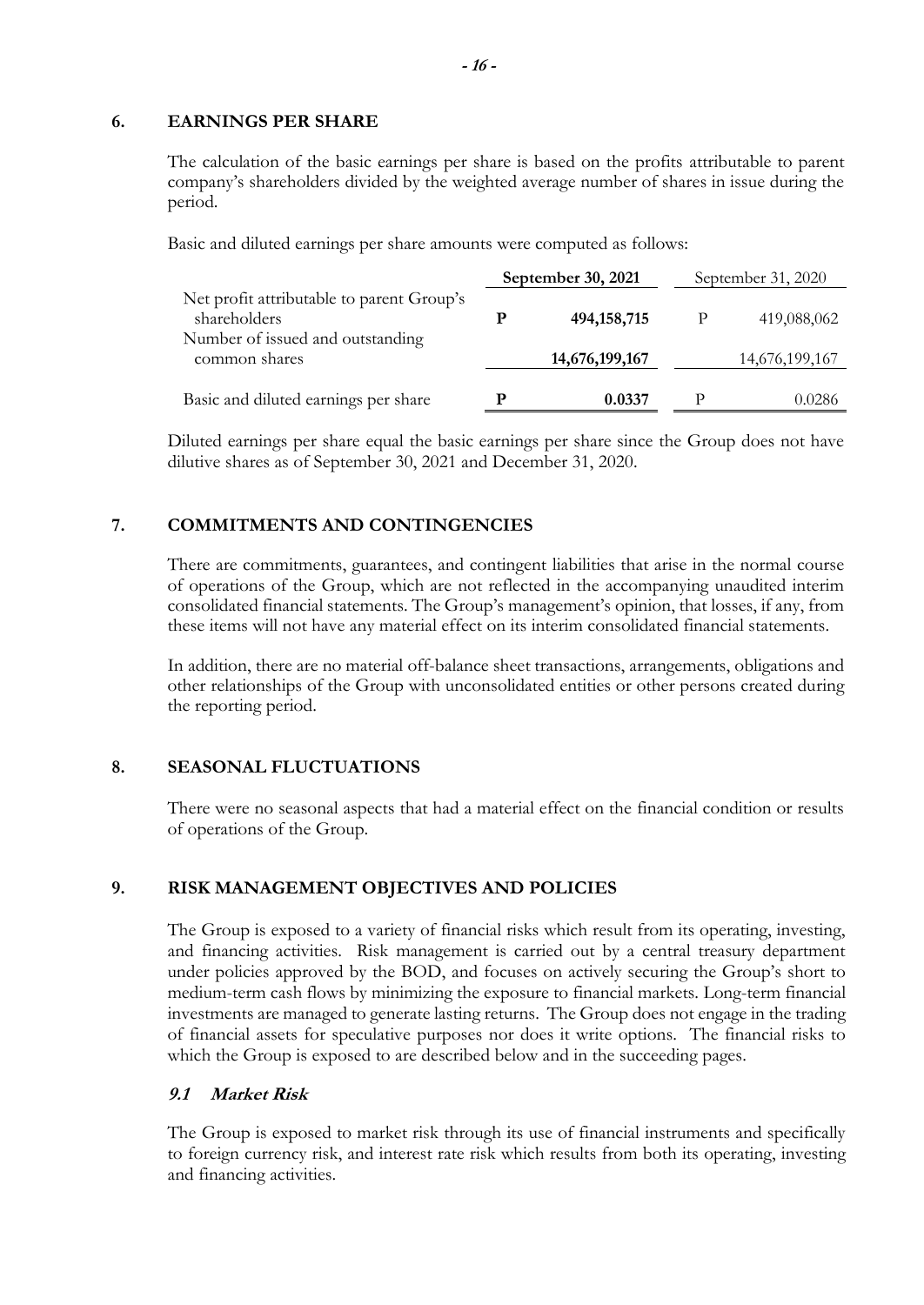## 6. EARNINGS PER SHARE

The calculation of the basic earnings per share is based on the profits attributable to parent company's shareholders divided by the weighted average number of shares in issue during the period.

Basic and diluted earnings per share amounts were computed as follows:

| | | **September 30, 2021** | | September 31, 2020 |
|---|---|---|---|---|
| Net profit attributable to parent Group's shareholders | **P** | **494,158,715** | P | 419,088,062 |
| Number of issued and outstanding common shares | | **14,676,199,167** | | 14,676,199,167 |
| Basic and diluted earnings per share | **P** | **0.0337** | P | 0.0286 |

Diluted earnings per share equal the basic earnings per share since the Group does not have dilutive shares as of September 30, 2021 and December 31, 2020.

## 7. COMMITMENTS AND CONTINGENCIES

There are commitments, guarantees, and contingent liabilities that arise in the normal course of operations of the Group, which are not reflected in the accompanying unaudited interim consolidated financial statements. The Group's management's opinion, that losses, if any, from these items will not have any material effect on its interim consolidated financial statements.

In addition, there are no material off-balance sheet transactions, arrangements, obligations and other relationships of the Group with unconsolidated entities or other persons created during the reporting period.

## 8. SEASONAL FLUCTUATIONS

There were no seasonal aspects that had a material effect on the financial condition or results of operations of the Group.

## 9. RISK MANAGEMENT OBJECTIVES AND POLICIES

The Group is exposed to a variety of financial risks which result from its operating, investing, and financing activities. Risk management is carried out by a central treasury department under policies approved by the BOD, and focuses on actively securing the Group's short to medium-term cash flows by minimizing the exposure to financial markets. Long-term financial investments are managed to generate lasting returns. The Group does not engage in the trading of financial assets for speculative purposes nor does it write options. The financial risks to which the Group is exposed to are described below and in the succeeding pages.

### *9.1 Market Risk*

The Group is exposed to market risk through its use of financial instruments and specifically to foreign currency risk, and interest rate risk which results from both its operating, investing and financing activities.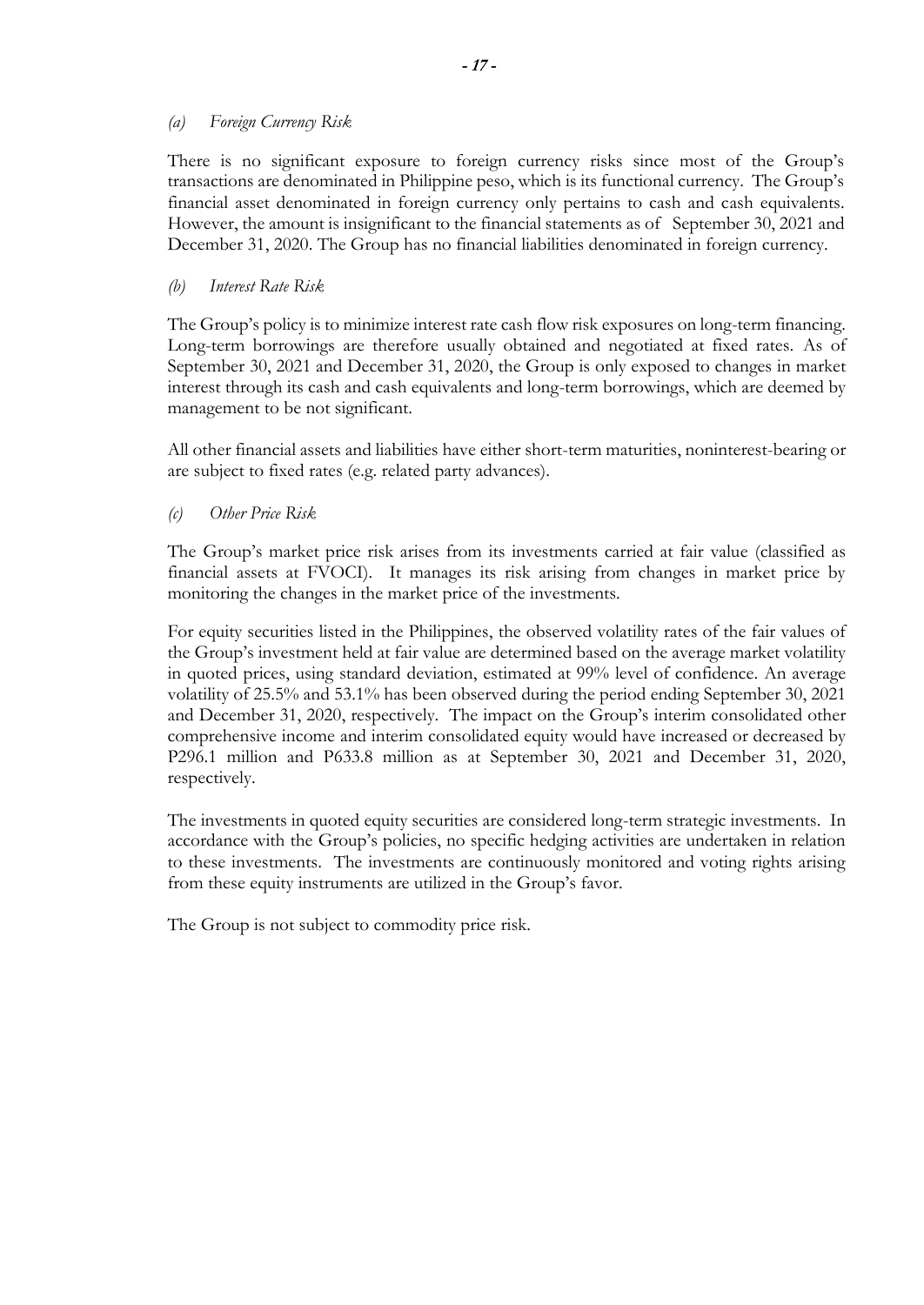*(a) Foreign Currency Risk*

There is no significant exposure to foreign currency risks since most of the Group's transactions are denominated in Philippine peso, which is its functional currency. The Group's financial asset denominated in foreign currency only pertains to cash and cash equivalents. However, the amount is insignificant to the financial statements as of September 30, 2021 and December 31, 2020. The Group has no financial liabilities denominated in foreign currency.

*(b) Interest Rate Risk*

The Group's policy is to minimize interest rate cash flow risk exposures on long-term financing. Long-term borrowings are therefore usually obtained and negotiated at fixed rates. As of September 30, 2021 and December 31, 2020, the Group is only exposed to changes in market interest through its cash and cash equivalents and long-term borrowings, which are deemed by management to be not significant.

All other financial assets and liabilities have either short-term maturities, noninterest-bearing or are subject to fixed rates (e.g. related party advances).

*(c) Other Price Risk*

The Group's market price risk arises from its investments carried at fair value (classified as financial assets at FVOCI). It manages its risk arising from changes in market price by monitoring the changes in the market price of the investments.

For equity securities listed in the Philippines, the observed volatility rates of the fair values of the Group's investment held at fair value are determined based on the average market volatility in quoted prices, using standard deviation, estimated at 99% level of confidence. An average volatility of 25.5% and 53.1% has been observed during the period ending September 30, 2021 and December 31, 2020, respectively. The impact on the Group's interim consolidated other comprehensive income and interim consolidated equity would have increased or decreased by P296.1 million and P633.8 million as at September 30, 2021 and December 31, 2020, respectively.

The investments in quoted equity securities are considered long-term strategic investments. In accordance with the Group's policies, no specific hedging activities are undertaken in relation to these investments. The investments are continuously monitored and voting rights arising from these equity instruments are utilized in the Group's favor.

The Group is not subject to commodity price risk.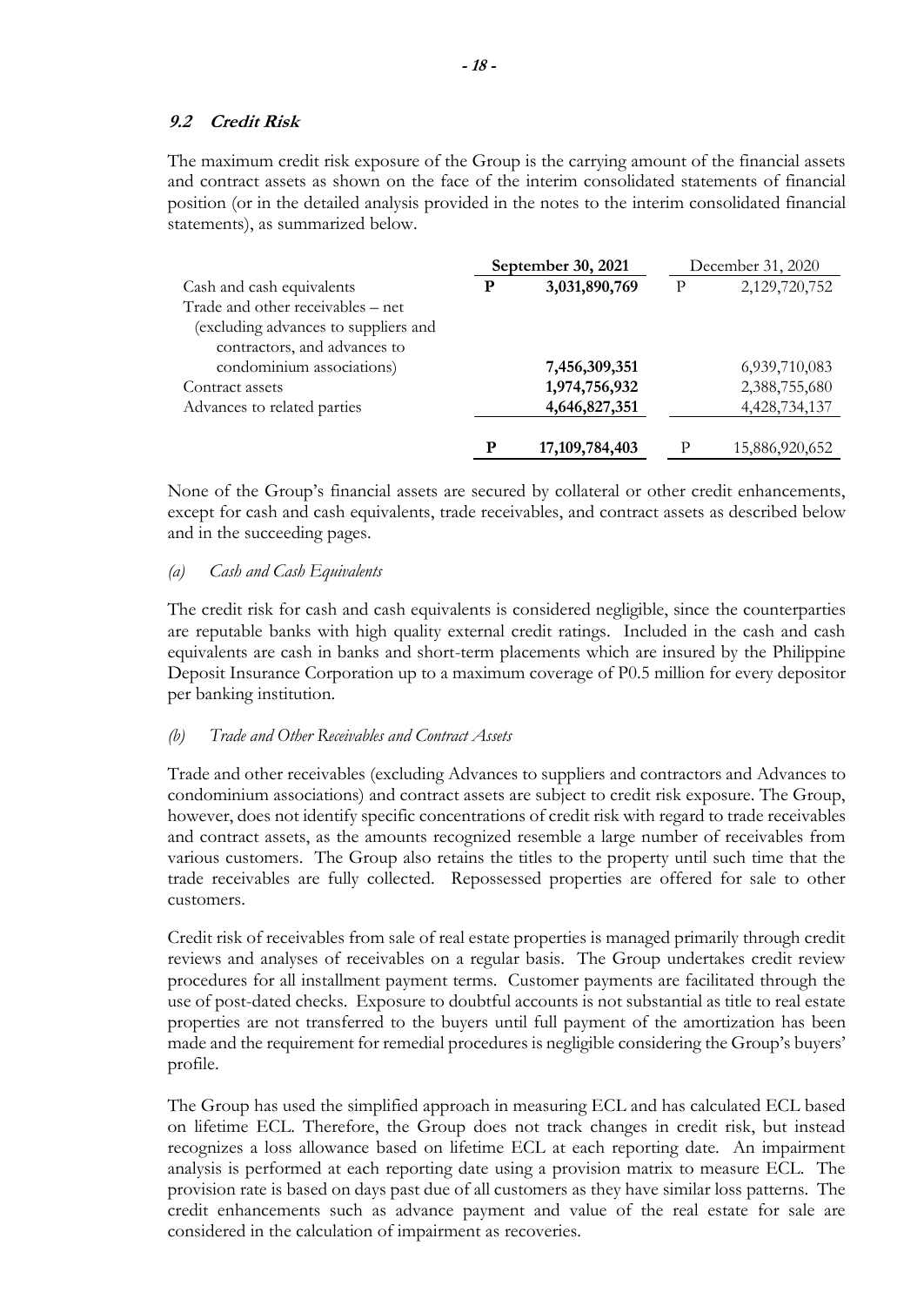### 9.2 Credit Risk

The maximum credit risk exposure of the Group is the carrying amount of the financial assets and contract assets as shown on the face of the interim consolidated statements of financial position (or in the detailed analysis provided in the notes to the interim consolidated financial statements), as summarized below.

| | | **September 30, 2021** | | December 31, 2020 |
|---|---|---|---|---|
| Cash and cash equivalents | **P** | **3,031,890,769** | P | 2,129,720,752 |
| Trade and other receivables – net (excluding advances to suppliers and contractors, and advances to condominium associations) | | **7,456,309,351** | | 6,939,710,083 |
| Contract assets | | **1,974,756,932** | | 2,388,755,680 |
| Advances to related parties | | **4,646,827,351** | | 4,428,734,137 |
| | **P** | **17,109,784,403** | P | 15,886,920,652 |

None of the Group's financial assets are secured by collateral or other credit enhancements, except for cash and cash equivalents, trade receivables, and contract assets as described below and in the succeeding pages.

*(a) Cash and Cash Equivalents*

The credit risk for cash and cash equivalents is considered negligible, since the counterparties are reputable banks with high quality external credit ratings. Included in the cash and cash equivalents are cash in banks and short-term placements which are insured by the Philippine Deposit Insurance Corporation up to a maximum coverage of P0.5 million for every depositor per banking institution.

*(b) Trade and Other Receivables and Contract Assets*

Trade and other receivables (excluding Advances to suppliers and contractors and Advances to condominium associations) and contract assets are subject to credit risk exposure. The Group, however, does not identify specific concentrations of credit risk with regard to trade receivables and contract assets, as the amounts recognized resemble a large number of receivables from various customers. The Group also retains the titles to the property until such time that the trade receivables are fully collected. Repossessed properties are offered for sale to other customers.

Credit risk of receivables from sale of real estate properties is managed primarily through credit reviews and analyses of receivables on a regular basis. The Group undertakes credit review procedures for all installment payment terms. Customer payments are facilitated through the use of post-dated checks. Exposure to doubtful accounts is not substantial as title to real estate properties are not transferred to the buyers until full payment of the amortization has been made and the requirement for remedial procedures is negligible considering the Group's buyers' profile.

The Group has used the simplified approach in measuring ECL and has calculated ECL based on lifetime ECL. Therefore, the Group does not track changes in credit risk, but instead recognizes a loss allowance based on lifetime ECL at each reporting date. An impairment analysis is performed at each reporting date using a provision matrix to measure ECL. The provision rate is based on days past due of all customers as they have similar loss patterns. The credit enhancements such as advance payment and value of the real estate for sale are considered in the calculation of impairment as recoveries.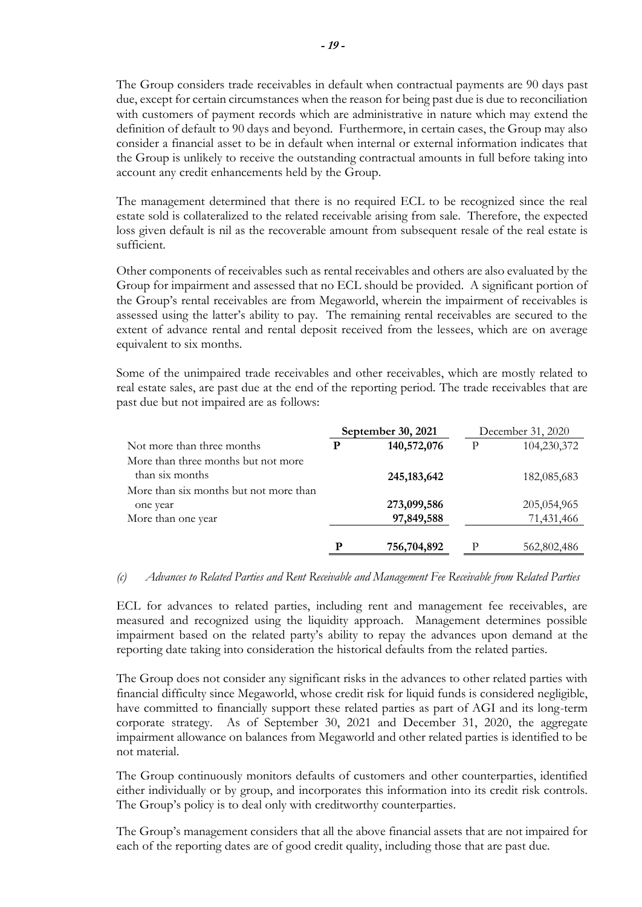The Group considers trade receivables in default when contractual payments are 90 days past due, except for certain circumstances when the reason for being past due is due to reconciliation with customers of payment records which are administrative in nature which may extend the definition of default to 90 days and beyond. Furthermore, in certain cases, the Group may also consider a financial asset to be in default when internal or external information indicates that the Group is unlikely to receive the outstanding contractual amounts in full before taking into account any credit enhancements held by the Group.

The management determined that there is no required ECL to be recognized since the real estate sold is collateralized to the related receivable arising from sale. Therefore, the expected loss given default is nil as the recoverable amount from subsequent resale of the real estate is sufficient.

Other components of receivables such as rental receivables and others are also evaluated by the Group for impairment and assessed that no ECL should be provided. A significant portion of the Group's rental receivables are from Megaworld, wherein the impairment of receivables is assessed using the latter's ability to pay. The remaining rental receivables are secured to the extent of advance rental and rental deposit received from the lessees, which are on average equivalent to six months.

Some of the unimpaired trade receivables and other receivables, which are mostly related to real estate sales, are past due at the end of the reporting period. The trade receivables that are past due but not impaired are as follows:

| | **September 30, 2021** | December 31, 2020 |
|---|---|---|
| Not more than three months | **P 140,572,076** | P 104,230,372 |
| More than three months but not more than six months | **245,183,642** | 182,085,683 |
| More than six months but not more than one year | **273,099,586** | 205,054,965 |
| More than one year | **97,849,588** | 71,431,466 |
| | **P 756,704,892** | P 562,802,486 |

*(c) Advances to Related Parties and Rent Receivable and Management Fee Receivable from Related Parties*

ECL for advances to related parties, including rent and management fee receivables, are measured and recognized using the liquidity approach. Management determines possible impairment based on the related party's ability to repay the advances upon demand at the reporting date taking into consideration the historical defaults from the related parties.

The Group does not consider any significant risks in the advances to other related parties with financial difficulty since Megaworld, whose credit risk for liquid funds is considered negligible, have committed to financially support these related parties as part of AGI and its long-term corporate strategy. As of September 30, 2021 and December 31, 2020, the aggregate impairment allowance on balances from Megaworld and other related parties is identified to be not material.

The Group continuously monitors defaults of customers and other counterparties, identified either individually or by group, and incorporates this information into its credit risk controls. The Group's policy is to deal only with creditworthy counterparties.

The Group's management considers that all the above financial assets that are not impaired for each of the reporting dates are of good credit quality, including those that are past due.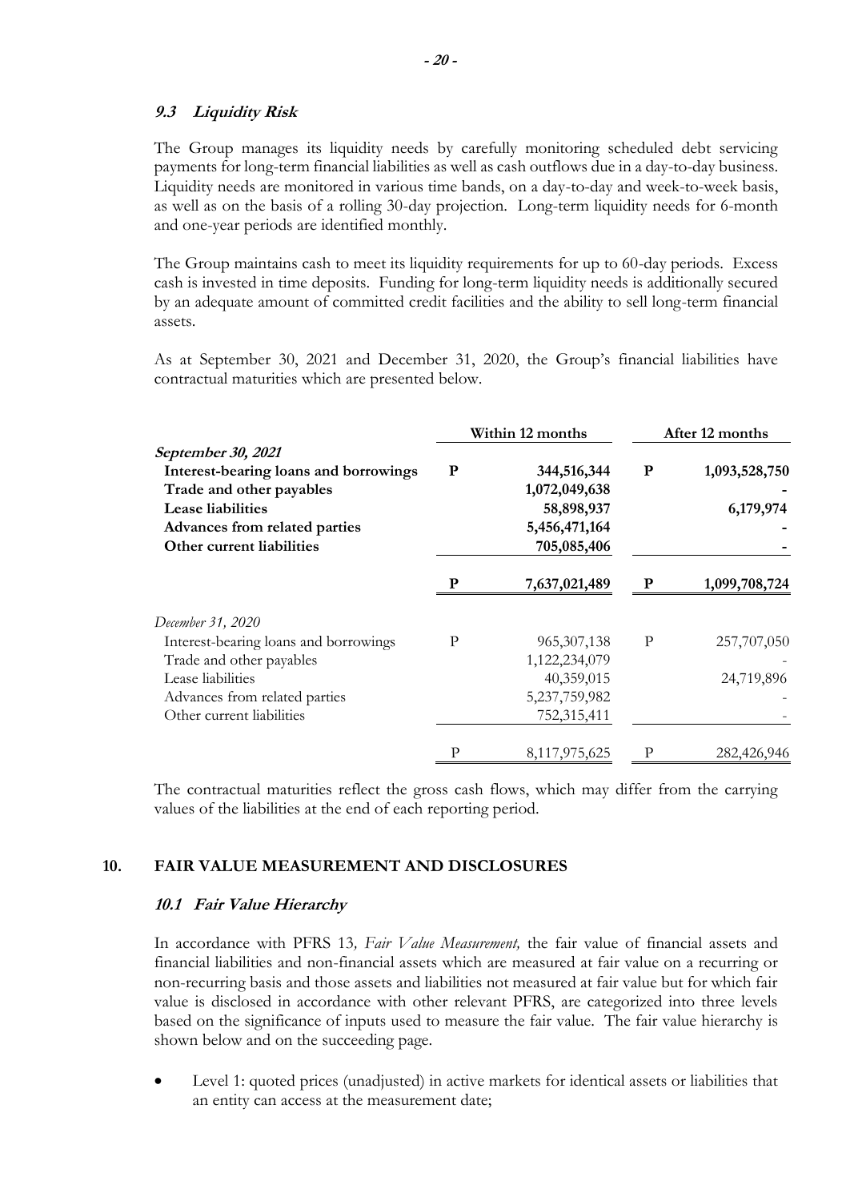### *9.3 Liquidity Risk*

The Group manages its liquidity needs by carefully monitoring scheduled debt servicing payments for long-term financial liabilities as well as cash outflows due in a day-to-day business. Liquidity needs are monitored in various time bands, on a day-to-day and week-to-week basis, as well as on the basis of a rolling 30-day projection. Long-term liquidity needs for 6-month and one-year periods are identified monthly.

The Group maintains cash to meet its liquidity requirements for up to 60-day periods. Excess cash is invested in time deposits. Funding for long-term liquidity needs is additionally secured by an adequate amount of committed credit facilities and the ability to sell long-term financial assets.

As at September 30, 2021 and December 31, 2020, the Group's financial liabilities have contractual maturities which are presented below.

| | | Within 12 months | | After 12 months |
|---|---|---|---|---|
| ***September 30, 2021*** | | | | |
| **Interest-bearing loans and borrowings** | **P** | **344,516,344** | **P** | **1,093,528,750** |
| **Trade and other payables** | | **1,072,049,638** | | **-** |
| **Lease liabilities** | | **58,898,937** | | **6,179,974** |
| **Advances from related parties** | | **5,456,471,164** | | **-** |
| **Other current liabilities** | | **705,085,406** | | **-** |
| | **P** | **7,637,021,489** | **P** | **1,099,708,724** |
| *December 31, 2020* | | | | |
| Interest-bearing loans and borrowings | P | 965,307,138 | P | 257,707,050 |
| Trade and other payables | | 1,122,234,079 | | - |
| Lease liabilities | | 40,359,015 | | 24,719,896 |
| Advances from related parties | | 5,237,759,982 | | - |
| Other current liabilities | | 752,315,411 | | - |
| | P | 8,117,975,625 | P | 282,426,946 |

The contractual maturities reflect the gross cash flows, which may differ from the carrying values of the liabilities at the end of each reporting period.

## 10. FAIR VALUE MEASUREMENT AND DISCLOSURES

### *10.1 Fair Value Hierarchy*

In accordance with PFRS 13*, Fair Value Measurement,* the fair value of financial assets and financial liabilities and non-financial assets which are measured at fair value on a recurring or non-recurring basis and those assets and liabilities not measured at fair value but for which fair value is disclosed in accordance with other relevant PFRS, are categorized into three levels based on the significance of inputs used to measure the fair value. The fair value hierarchy is shown below and on the succeeding page.

- Level 1: quoted prices (unadjusted) in active markets for identical assets or liabilities that an entity can access at the measurement date;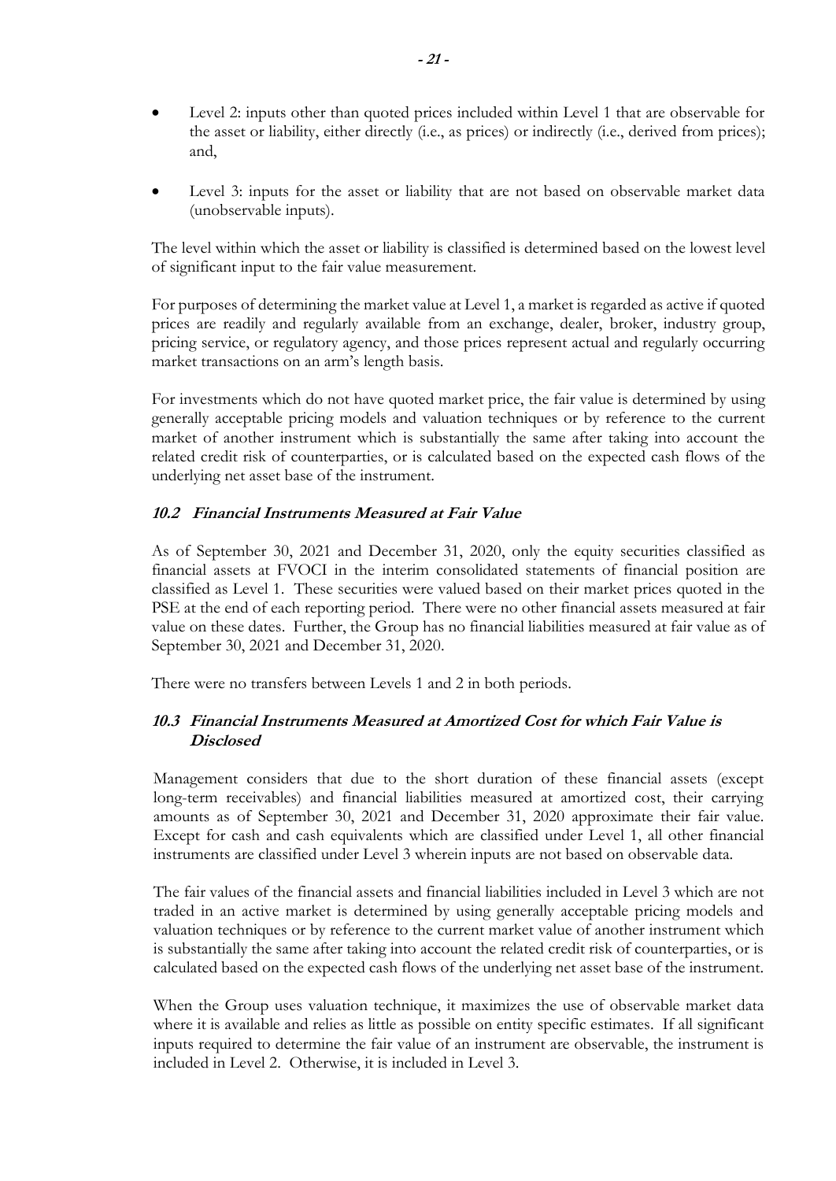- Level 2: inputs other than quoted prices included within Level 1 that are observable for the asset or liability, either directly (i.e., as prices) or indirectly (i.e., derived from prices); and,

- Level 3: inputs for the asset or liability that are not based on observable market data (unobservable inputs).

The level within which the asset or liability is classified is determined based on the lowest level of significant input to the fair value measurement.

For purposes of determining the market value at Level 1, a market is regarded as active if quoted prices are readily and regularly available from an exchange, dealer, broker, industry group, pricing service, or regulatory agency, and those prices represent actual and regularly occurring market transactions on an arm's length basis.

For investments which do not have quoted market price, the fair value is determined by using generally acceptable pricing models and valuation techniques or by reference to the current market of another instrument which is substantially the same after taking into account the related credit risk of counterparties, or is calculated based on the expected cash flows of the underlying net asset base of the instrument.

### *10.2 Financial Instruments Measured at Fair Value*

As of September 30, 2021 and December 31, 2020, only the equity securities classified as financial assets at FVOCI in the interim consolidated statements of financial position are classified as Level 1. These securities were valued based on their market prices quoted in the PSE at the end of each reporting period. There were no other financial assets measured at fair value on these dates. Further, the Group has no financial liabilities measured at fair value as of September 30, 2021 and December 31, 2020.

There were no transfers between Levels 1 and 2 in both periods.

### *10.3 Financial Instruments Measured at Amortized Cost for which Fair Value is Disclosed*

Management considers that due to the short duration of these financial assets (except long-term receivables) and financial liabilities measured at amortized cost, their carrying amounts as of September 30, 2021 and December 31, 2020 approximate their fair value. Except for cash and cash equivalents which are classified under Level 1, all other financial instruments are classified under Level 3 wherein inputs are not based on observable data.

The fair values of the financial assets and financial liabilities included in Level 3 which are not traded in an active market is determined by using generally acceptable pricing models and valuation techniques or by reference to the current market value of another instrument which is substantially the same after taking into account the related credit risk of counterparties, or is calculated based on the expected cash flows of the underlying net asset base of the instrument.

When the Group uses valuation technique, it maximizes the use of observable market data where it is available and relies as little as possible on entity specific estimates. If all significant inputs required to determine the fair value of an instrument are observable, the instrument is included in Level 2. Otherwise, it is included in Level 3.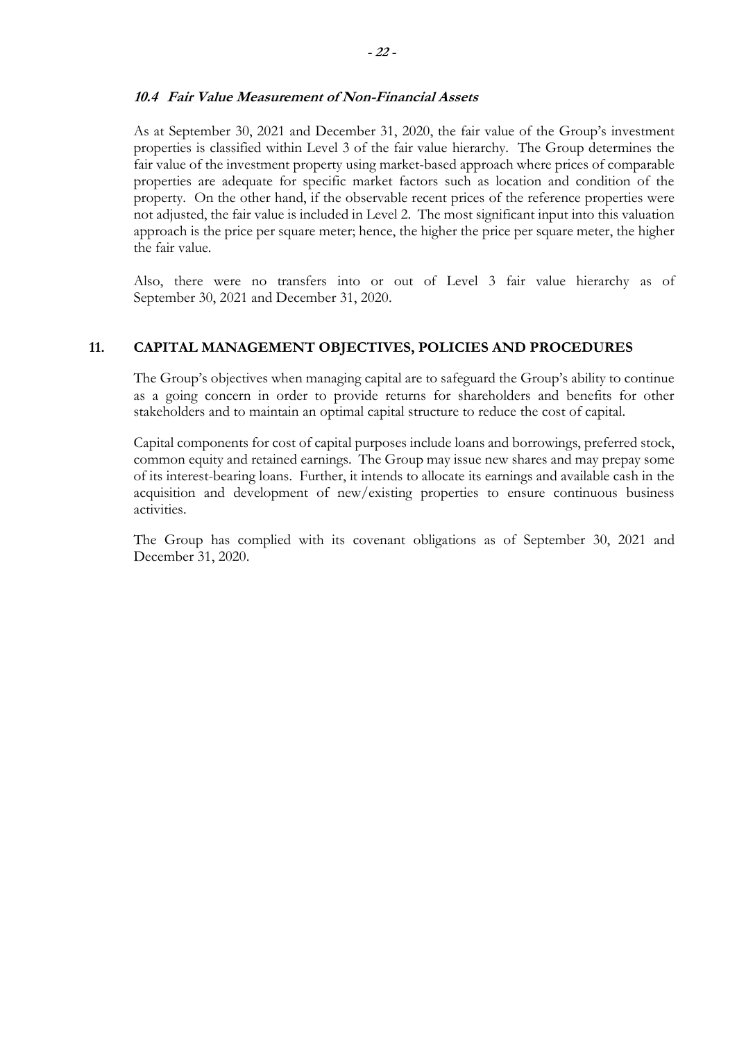### *10.4 Fair Value Measurement of Non-Financial Assets*

As at September 30, 2021 and December 31, 2020, the fair value of the Group's investment properties is classified within Level 3 of the fair value hierarchy. The Group determines the fair value of the investment property using market-based approach where prices of comparable properties are adequate for specific market factors such as location and condition of the property. On the other hand, if the observable recent prices of the reference properties were not adjusted, the fair value is included in Level 2. The most significant input into this valuation approach is the price per square meter; hence, the higher the price per square meter, the higher the fair value.

Also, there were no transfers into or out of Level 3 fair value hierarchy as of September 30, 2021 and December 31, 2020.

## 11. CAPITAL MANAGEMENT OBJECTIVES, POLICIES AND PROCEDURES

The Group's objectives when managing capital are to safeguard the Group's ability to continue as a going concern in order to provide returns for shareholders and benefits for other stakeholders and to maintain an optimal capital structure to reduce the cost of capital.

Capital components for cost of capital purposes include loans and borrowings, preferred stock, common equity and retained earnings. The Group may issue new shares and may prepay some of its interest-bearing loans. Further, it intends to allocate its earnings and available cash in the acquisition and development of new/existing properties to ensure continuous business activities.

The Group has complied with its covenant obligations as of September 30, 2021 and December 31, 2020.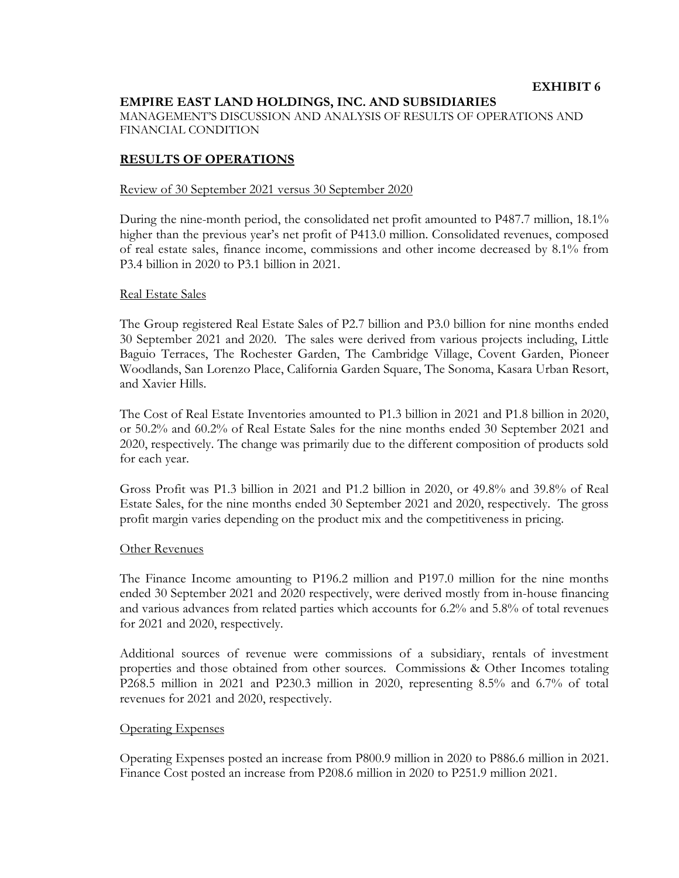**EXHIBIT 6**

**EMPIRE EAST LAND HOLDINGS, INC. AND SUBSIDIARIES**

MANAGEMENT'S DISCUSSION AND ANALYSIS OF RESULTS OF OPERATIONS AND FINANCIAL CONDITION

## RESULTS OF OPERATIONS

Review of 30 September 2021 versus 30 September 2020

During the nine-month period, the consolidated net profit amounted to P487.7 million, 18.1% higher than the previous year's net profit of P413.0 million. Consolidated revenues, composed of real estate sales, finance income, commissions and other income decreased by 8.1% from P3.4 billion in 2020 to P3.1 billion in 2021.

Real Estate Sales

The Group registered Real Estate Sales of P2.7 billion and P3.0 billion for nine months ended 30 September 2021 and 2020. The sales were derived from various projects including, Little Baguio Terraces, The Rochester Garden, The Cambridge Village, Covent Garden, Pioneer Woodlands, San Lorenzo Place, California Garden Square, The Sonoma, Kasara Urban Resort, and Xavier Hills.

The Cost of Real Estate Inventories amounted to P1.3 billion in 2021 and P1.8 billion in 2020, or 50.2% and 60.2% of Real Estate Sales for the nine months ended 30 September 2021 and 2020, respectively. The change was primarily due to the different composition of products sold for each year.

Gross Profit was P1.3 billion in 2021 and P1.2 billion in 2020, or 49.8% and 39.8% of Real Estate Sales, for the nine months ended 30 September 2021 and 2020, respectively. The gross profit margin varies depending on the product mix and the competitiveness in pricing.

Other Revenues

The Finance Income amounting to P196.2 million and P197.0 million for the nine months ended 30 September 2021 and 2020 respectively, were derived mostly from in-house financing and various advances from related parties which accounts for 6.2% and 5.8% of total revenues for 2021 and 2020, respectively.

Additional sources of revenue were commissions of a subsidiary, rentals of investment properties and those obtained from other sources. Commissions & Other Incomes totaling P268.5 million in 2021 and P230.3 million in 2020, representing 8.5% and 6.7% of total revenues for 2021 and 2020, respectively.

Operating Expenses

Operating Expenses posted an increase from P800.9 million in 2020 to P886.6 million in 2021. Finance Cost posted an increase from P208.6 million in 2020 to P251.9 million 2021.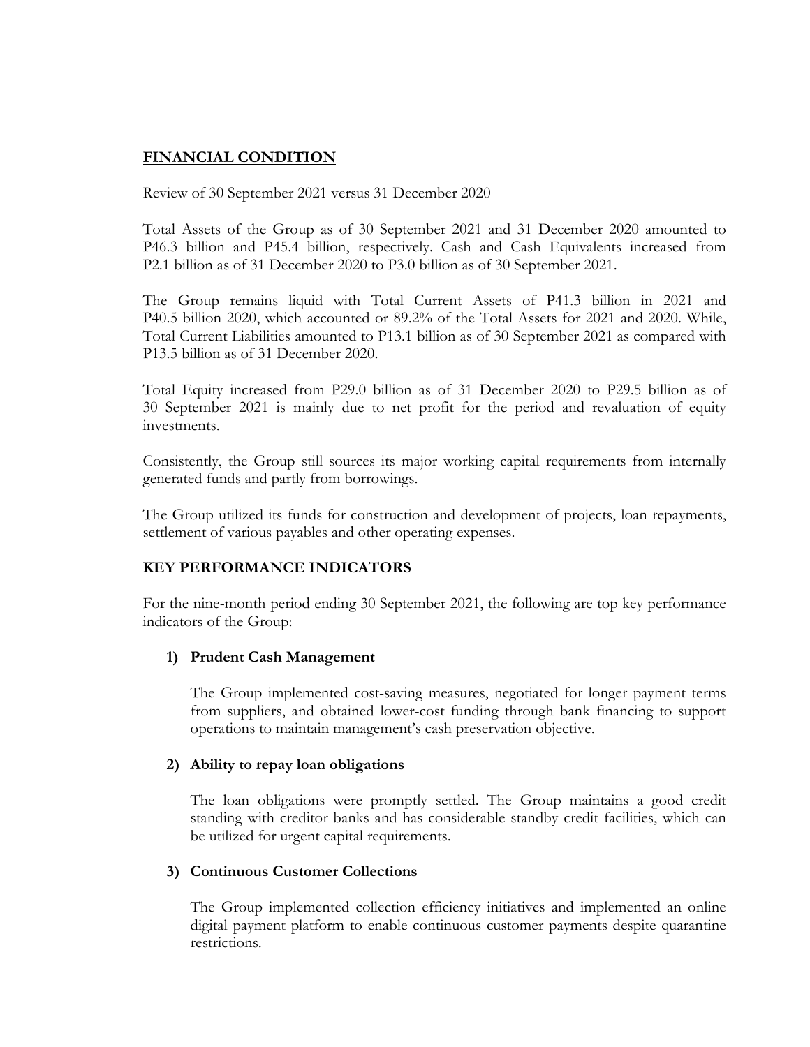## FINANCIAL CONDITION

Review of 30 September 2021 versus 31 December 2020

Total Assets of the Group as of 30 September 2021 and 31 December 2020 amounted to P46.3 billion and P45.4 billion, respectively. Cash and Cash Equivalents increased from P2.1 billion as of 31 December 2020 to P3.0 billion as of 30 September 2021.

The Group remains liquid with Total Current Assets of P41.3 billion in 2021 and P40.5 billion 2020, which accounted or 89.2% of the Total Assets for 2021 and 2020. While, Total Current Liabilities amounted to P13.1 billion as of 30 September 2021 as compared with P13.5 billion as of 31 December 2020.

Total Equity increased from P29.0 billion as of 31 December 2020 to P29.5 billion as of 30 September 2021 is mainly due to net profit for the period and revaluation of equity investments.

Consistently, the Group still sources its major working capital requirements from internally generated funds and partly from borrowings.

The Group utilized its funds for construction and development of projects, loan repayments, settlement of various payables and other operating expenses.

## KEY PERFORMANCE INDICATORS

For the nine-month period ending 30 September 2021, the following are top key performance indicators of the Group:

1) **Prudent Cash Management**

   The Group implemented cost-saving measures, negotiated for longer payment terms from suppliers, and obtained lower-cost funding through bank financing to support operations to maintain management's cash preservation objective.

2) **Ability to repay loan obligations**

   The loan obligations were promptly settled. The Group maintains a good credit standing with creditor banks and has considerable standby credit facilities, which can be utilized for urgent capital requirements.

3) **Continuous Customer Collections**

   The Group implemented collection efficiency initiatives and implemented an online digital payment platform to enable continuous customer payments despite quarantine restrictions.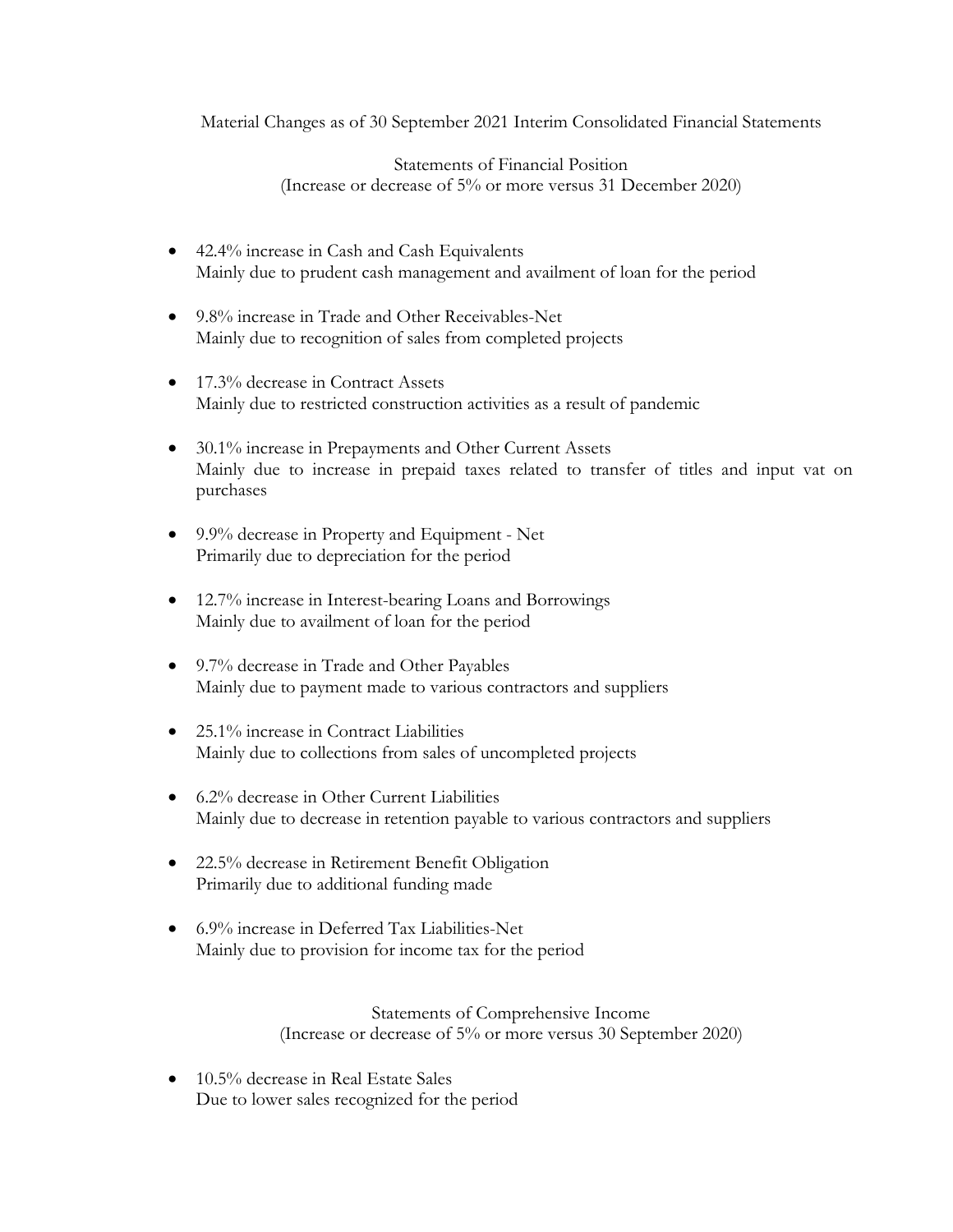Material Changes as of 30 September 2021 Interim Consolidated Financial Statements

Statements of Financial Position
(Increase or decrease of 5% or more versus 31 December 2020)

- 42.4% increase in Cash and Cash Equivalents
  Mainly due to prudent cash management and availment of loan for the period

- 9.8% increase in Trade and Other Receivables-Net
  Mainly due to recognition of sales from completed projects

- 17.3% decrease in Contract Assets
  Mainly due to restricted construction activities as a result of pandemic

- 30.1% increase in Prepayments and Other Current Assets
  Mainly due to increase in prepaid taxes related to transfer of titles and input vat on purchases

- 9.9% decrease in Property and Equipment - Net
  Primarily due to depreciation for the period

- 12.7% increase in Interest-bearing Loans and Borrowings
  Mainly due to availment of loan for the period

- 9.7% decrease in Trade and Other Payables
  Mainly due to payment made to various contractors and suppliers

- 25.1% increase in Contract Liabilities
  Mainly due to collections from sales of uncompleted projects

- 6.2% decrease in Other Current Liabilities
  Mainly due to decrease in retention payable to various contractors and suppliers

- 22.5% decrease in Retirement Benefit Obligation
  Primarily due to additional funding made

- 6.9% increase in Deferred Tax Liabilities-Net
  Mainly due to provision for income tax for the period

Statements of Comprehensive Income
(Increase or decrease of 5% or more versus 30 September 2020)

- 10.5% decrease in Real Estate Sales
  Due to lower sales recognized for the period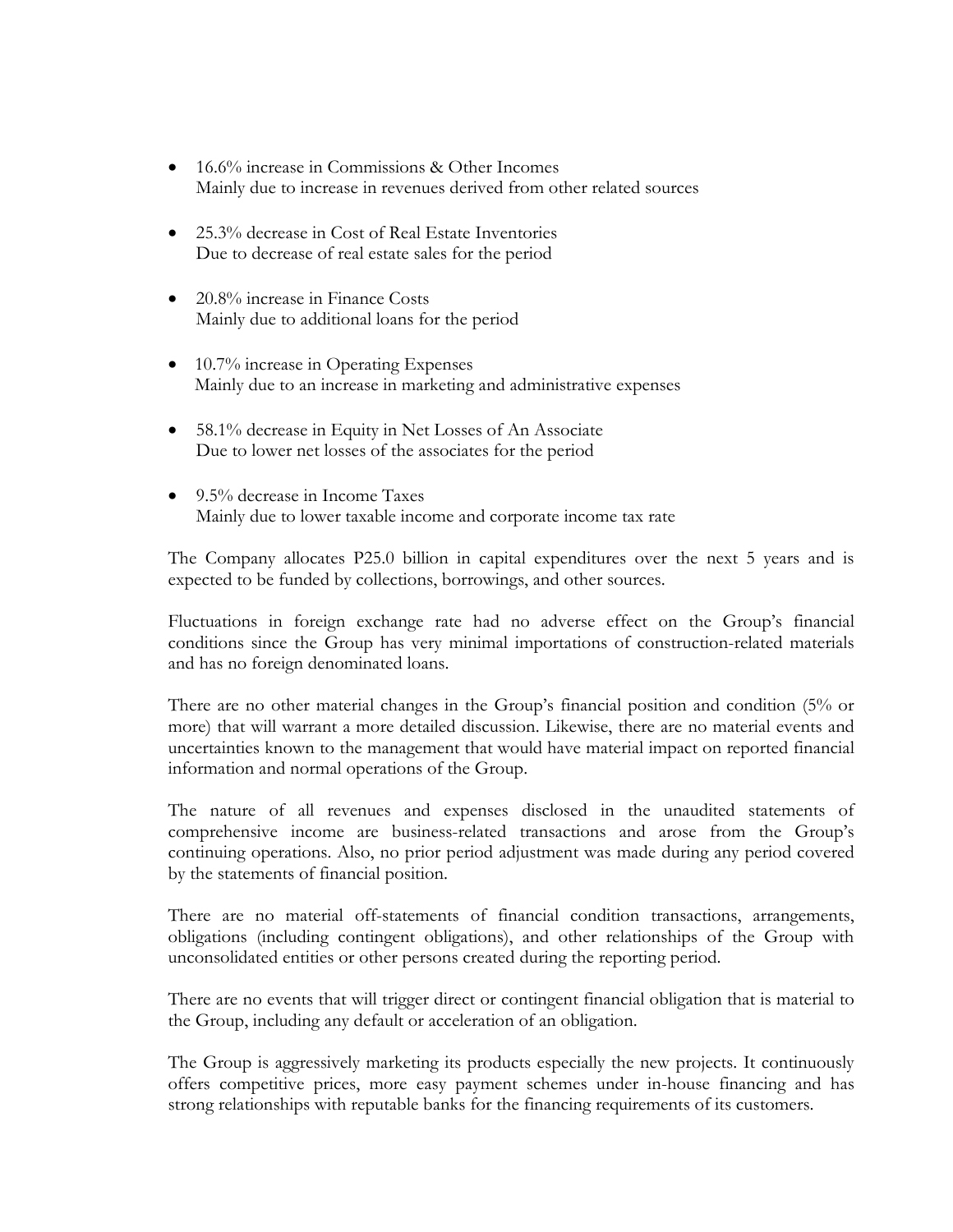- 16.6% increase in Commissions & Other Incomes
  Mainly due to increase in revenues derived from other related sources

- 25.3% decrease in Cost of Real Estate Inventories
  Due to decrease of real estate sales for the period

- 20.8% increase in Finance Costs
  Mainly due to additional loans for the period

- 10.7% increase in Operating Expenses
  Mainly due to an increase in marketing and administrative expenses

- 58.1% decrease in Equity in Net Losses of An Associate
  Due to lower net losses of the associates for the period

- 9.5% decrease in Income Taxes
  Mainly due to lower taxable income and corporate income tax rate

The Company allocates P25.0 billion in capital expenditures over the next 5 years and is expected to be funded by collections, borrowings, and other sources.

Fluctuations in foreign exchange rate had no adverse effect on the Group's financial conditions since the Group has very minimal importations of construction-related materials and has no foreign denominated loans.

There are no other material changes in the Group's financial position and condition (5% or more) that will warrant a more detailed discussion. Likewise, there are no material events and uncertainties known to the management that would have material impact on reported financial information and normal operations of the Group.

The nature of all revenues and expenses disclosed in the unaudited statements of comprehensive income are business-related transactions and arose from the Group's continuing operations. Also, no prior period adjustment was made during any period covered by the statements of financial position.

There are no material off-statements of financial condition transactions, arrangements, obligations (including contingent obligations), and other relationships of the Group with unconsolidated entities or other persons created during the reporting period.

There are no events that will trigger direct or contingent financial obligation that is material to the Group, including any default or acceleration of an obligation.

The Group is aggressively marketing its products especially the new projects. It continuously offers competitive prices, more easy payment schemes under in-house financing and has strong relationships with reputable banks for the financing requirements of its customers.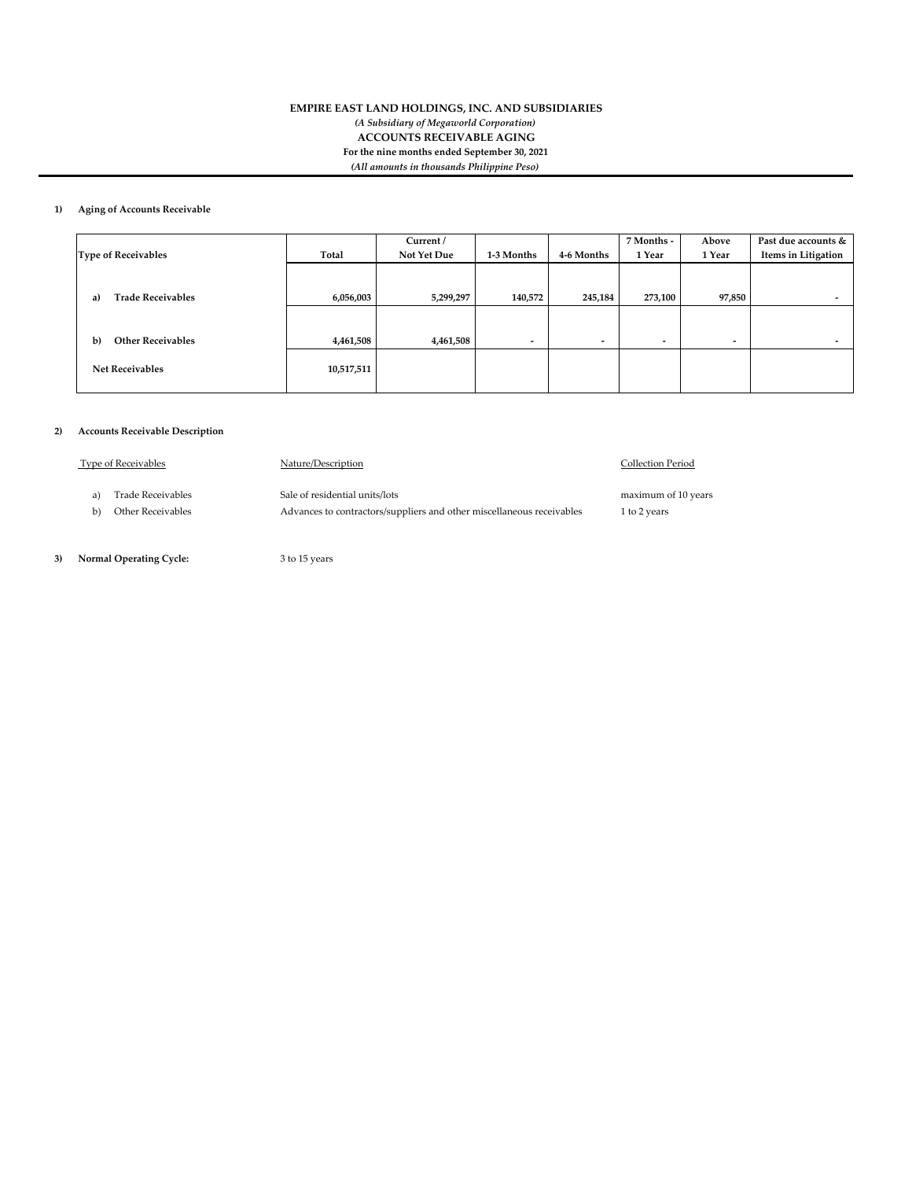**EMPIRE EAST LAND HOLDINGS, INC. AND SUBSIDIARIES**

*(A Subsidiary of Megaworld Corporation)*

**ACCOUNTS RECEIVABLE AGING**

**For the nine months ended September 30, 2021**

*(All amounts in thousands Philippine Peso)*

**1) Aging of Accounts Receivable**

| Type of Receivables | Total | Current / Not Yet Due | 1-3 Months | 4-6 Months | 7 Months - 1 Year | Above 1 Year | Past due accounts & Items in Litigation |
|---|---|---|---|---|---|---|---|
| a) Trade Receivables | 6,056,003 | 5,299,297 | 140,572 | 245,184 | 273,100 | 97,850 | - |
| b) Other Receivables | 4,461,508 | 4,461,508 | - | - | - | - | - |
| Net Receivables | 10,517,511 | | | | | | |

**2) Accounts Receivable Description**

| Type of Receivables | Nature/Description | Collection Period |
|---|---|---|
| a) Trade Receivables | Sale of residential units/lots | maximum of 10 years |
| b) Other Receivables | Advances to contractors/suppliers and other miscellaneous receivables | 1 to 2 years |

**3) Normal Operating Cycle:** 3 to 15 years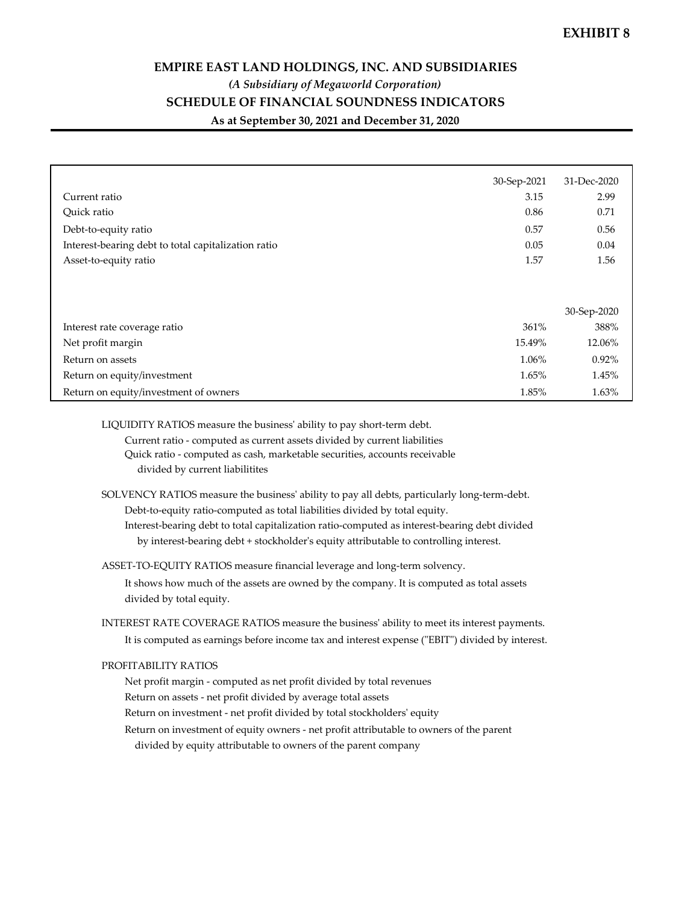**EXHIBIT 8**

# EMPIRE EAST LAND HOLDINGS, INC. AND SUBSIDIARIES

*(A Subsidiary of Megaworld Corporation)*

## SCHEDULE OF FINANCIAL SOUNDNESS INDICATORS

**As at September 30, 2021 and December 31, 2020**

| | 30-Sep-2021 | 31-Dec-2020 |
|---|---|---|
| Current ratio | 3.15 | 2.99 |
| Quick ratio | 0.86 | 0.71 |
| Debt-to-equity ratio | 0.57 | 0.56 |
| Interest-bearing debt to total capitalization ratio | 0.05 | 0.04 |
| Asset-to-equity ratio | 1.57 | 1.56 |
| | | 30-Sep-2020 |
| Interest rate coverage ratio | 361% | 388% |
| Net profit margin | 15.49% | 12.06% |
| Return on assets | 1.06% | 0.92% |
| Return on equity/investment | 1.65% | 1.45% |
| Return on equity/investment of owners | 1.85% | 1.63% |

LIQUIDITY RATIOS measure the business' ability to pay short-term debt.
Current ratio - computed as current assets divided by current liabilities
Quick ratio - computed as cash, marketable securities, accounts receivable divided by current liabilitites

SOLVENCY RATIOS measure the business' ability to pay all debts, particularly long-term-debt.
Debt-to-equity ratio-computed as total liabilities divided by total equity.
Interest-bearing debt to total capitalization ratio-computed as interest-bearing debt divided by interest-bearing debt + stockholder's equity attributable to controlling interest.

ASSET-TO-EQUITY RATIOS measure financial leverage and long-term solvency.
It shows how much of the assets are owned by the company. It is computed as total assets divided by total equity.

INTEREST RATE COVERAGE RATIOS measure the business' ability to meet its interest payments.
It is computed as earnings before income tax and interest expense ("EBIT") divided by interest.

PROFITABILITY RATIOS
Net profit margin - computed as net profit divided by total revenues
Return on assets - net profit divided by average total assets
Return on investment - net profit divided by total stockholders' equity
Return on investment of equity owners - net profit attributable to owners of the parent divided by equity attributable to owners of the parent company